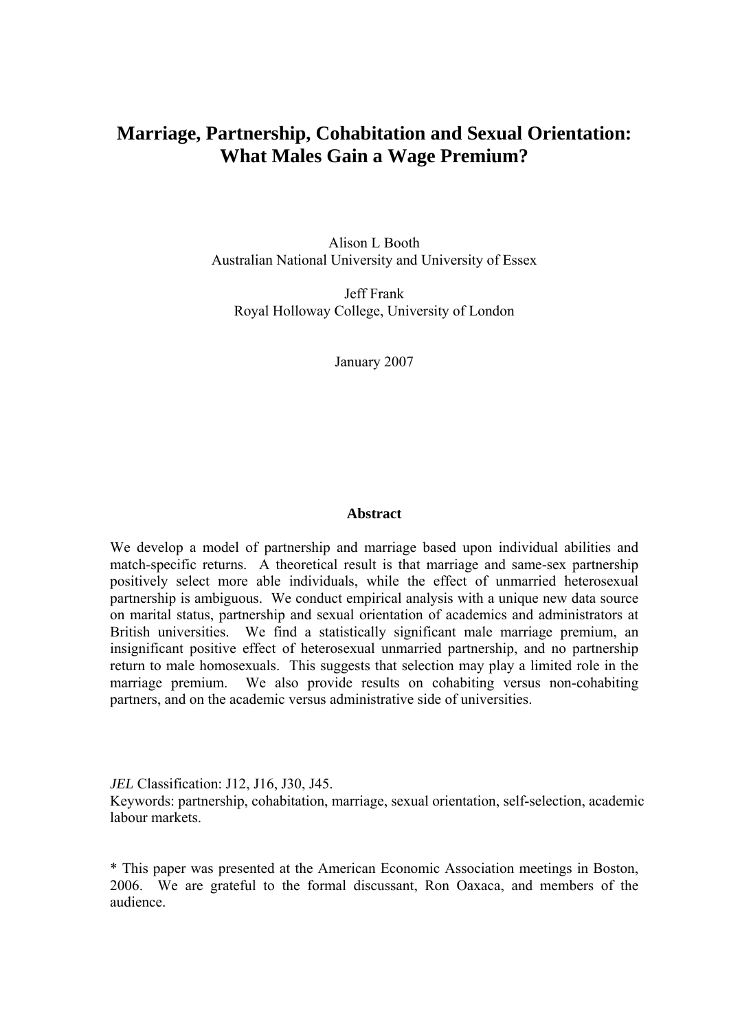# Marriage, Partnership, Cohabitation and Sexual Orientation: What Males Gain a Wage Premium?

Alison L Booth
Australian National University and University of Essex

Jeff Frank
Royal Holloway College, University of London

January 2007

### Abstract

We develop a model of partnership and marriage based upon individual abilities and match-specific returns. A theoretical result is that marriage and same-sex partnership positively select more able individuals, while the effect of unmarried heterosexual partnership is ambiguous. We conduct empirical analysis with a unique new data source on marital status, partnership and sexual orientation of academics and administrators at British universities. We find a statistically significant male marriage premium, an insignificant positive effect of heterosexual unmarried partnership, and no partnership return to male homosexuals. This suggests that selection may play a limited role in the marriage premium. We also provide results on cohabiting versus non-cohabiting partners, and on the academic versus administrative side of universities.

*JEL* Classification: J12, J16, J30, J45.
Keywords: partnership, cohabitation, marriage, sexual orientation, self-selection, academic labour markets.

\* This paper was presented at the American Economic Association meetings in Boston, 2006. We are grateful to the formal discussant, Ron Oaxaca, and members of the audience.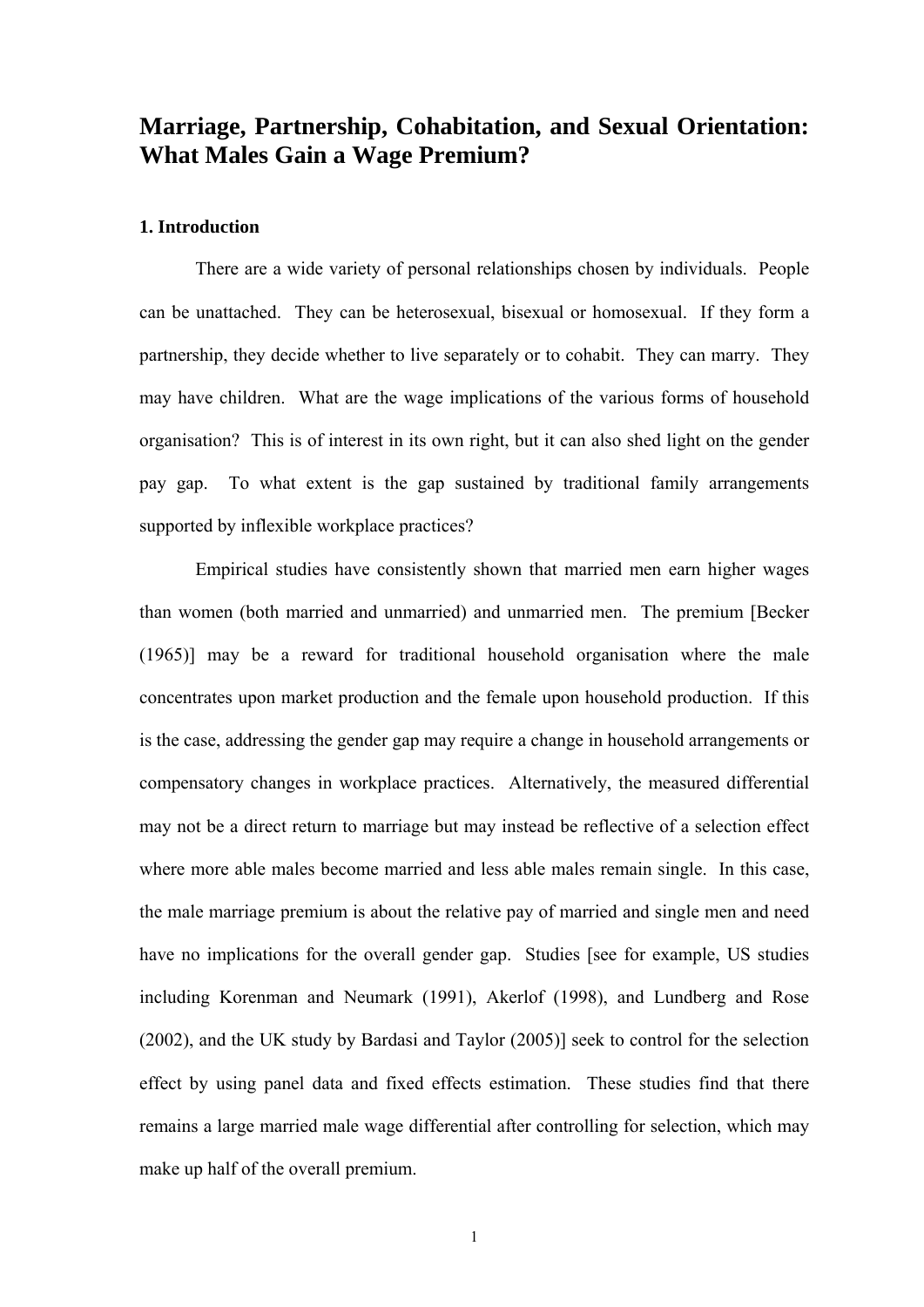# Marriage, Partnership, Cohabitation, and Sexual Orientation: What Males Gain a Wage Premium?

## 1. Introduction

There are a wide variety of personal relationships chosen by individuals. People can be unattached. They can be heterosexual, bisexual or homosexual. If they form a partnership, they decide whether to live separately or to cohabit. They can marry. They may have children. What are the wage implications of the various forms of household organisation? This is of interest in its own right, but it can also shed light on the gender pay gap. To what extent is the gap sustained by traditional family arrangements supported by inflexible workplace practices?

Empirical studies have consistently shown that married men earn higher wages than women (both married and unmarried) and unmarried men. The premium [Becker (1965)] may be a reward for traditional household organisation where the male concentrates upon market production and the female upon household production. If this is the case, addressing the gender gap may require a change in household arrangements or compensatory changes in workplace practices. Alternatively, the measured differential may not be a direct return to marriage but may instead be reflective of a selection effect where more able males become married and less able males remain single. In this case, the male marriage premium is about the relative pay of married and single men and need have no implications for the overall gender gap. Studies [see for example, US studies including Korenman and Neumark (1991), Akerlof (1998), and Lundberg and Rose (2002), and the UK study by Bardasi and Taylor (2005)] seek to control for the selection effect by using panel data and fixed effects estimation. These studies find that there remains a large married male wage differential after controlling for selection, which may make up half of the overall premium.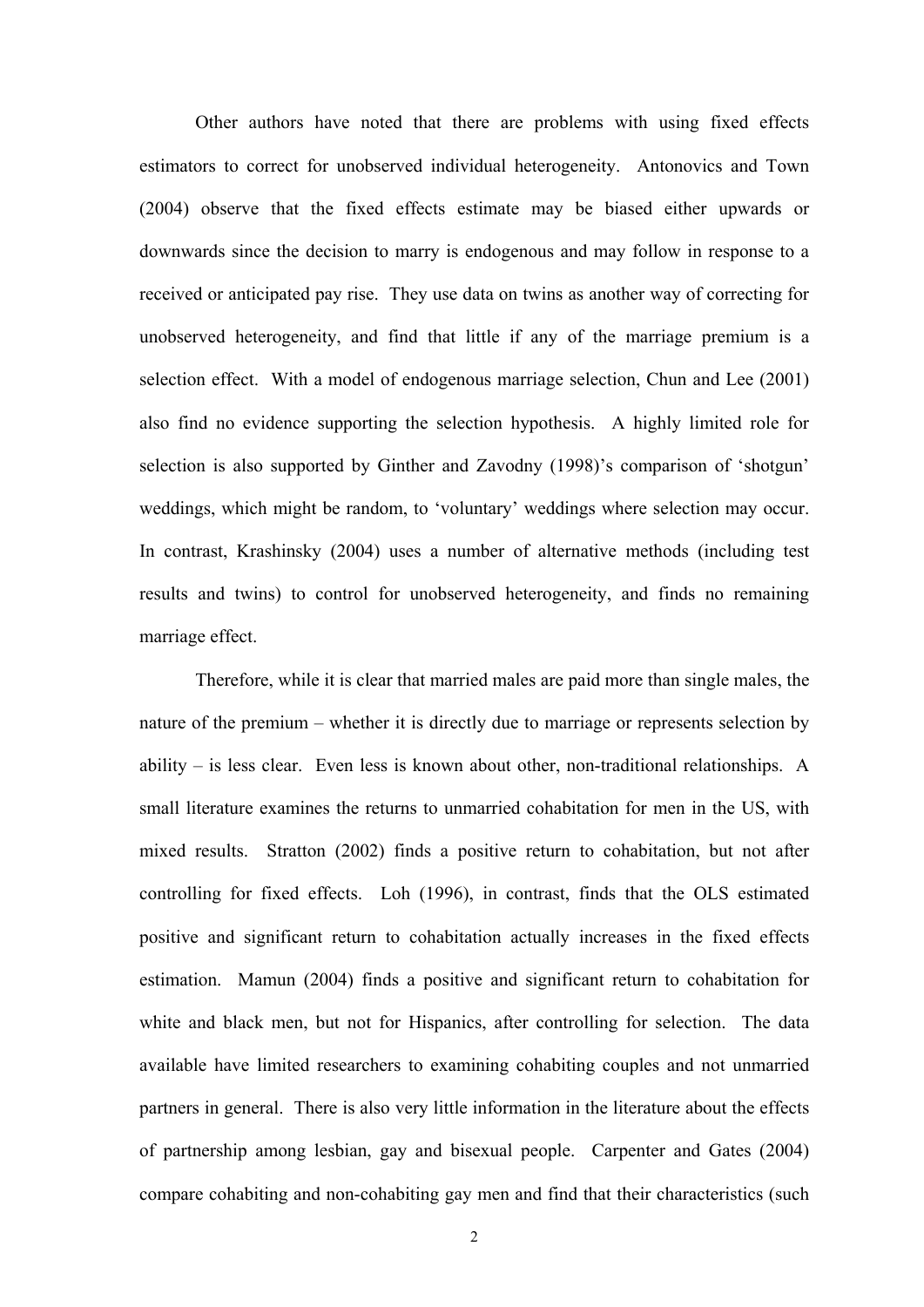Other authors have noted that there are problems with using fixed effects estimators to correct for unobserved individual heterogeneity. Antonovics and Town (2004) observe that the fixed effects estimate may be biased either upwards or downwards since the decision to marry is endogenous and may follow in response to a received or anticipated pay rise. They use data on twins as another way of correcting for unobserved heterogeneity, and find that little if any of the marriage premium is a selection effect. With a model of endogenous marriage selection, Chun and Lee (2001) also find no evidence supporting the selection hypothesis. A highly limited role for selection is also supported by Ginther and Zavodny (1998)'s comparison of 'shotgun' weddings, which might be random, to 'voluntary' weddings where selection may occur. In contrast, Krashinsky (2004) uses a number of alternative methods (including test results and twins) to control for unobserved heterogeneity, and finds no remaining marriage effect.

Therefore, while it is clear that married males are paid more than single males, the nature of the premium – whether it is directly due to marriage or represents selection by ability – is less clear. Even less is known about other, non-traditional relationships. A small literature examines the returns to unmarried cohabitation for men in the US, with mixed results. Stratton (2002) finds a positive return to cohabitation, but not after controlling for fixed effects. Loh (1996), in contrast, finds that the OLS estimated positive and significant return to cohabitation actually increases in the fixed effects estimation. Mamun (2004) finds a positive and significant return to cohabitation for white and black men, but not for Hispanics, after controlling for selection. The data available have limited researchers to examining cohabiting couples and not unmarried partners in general. There is also very little information in the literature about the effects of partnership among lesbian, gay and bisexual people. Carpenter and Gates (2004) compare cohabiting and non-cohabiting gay men and find that their characteristics (such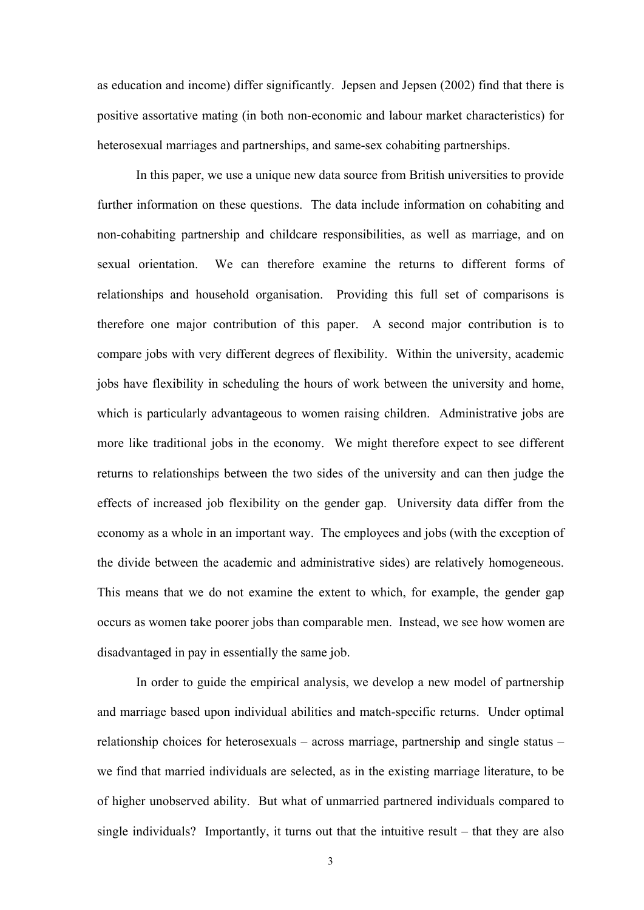as education and income) differ significantly. Jepsen and Jepsen (2002) find that there is positive assortative mating (in both non-economic and labour market characteristics) for heterosexual marriages and partnerships, and same-sex cohabiting partnerships.

In this paper, we use a unique new data source from British universities to provide further information on these questions. The data include information on cohabiting and non-cohabiting partnership and childcare responsibilities, as well as marriage, and on sexual orientation. We can therefore examine the returns to different forms of relationships and household organisation. Providing this full set of comparisons is therefore one major contribution of this paper. A second major contribution is to compare jobs with very different degrees of flexibility. Within the university, academic jobs have flexibility in scheduling the hours of work between the university and home, which is particularly advantageous to women raising children. Administrative jobs are more like traditional jobs in the economy. We might therefore expect to see different returns to relationships between the two sides of the university and can then judge the effects of increased job flexibility on the gender gap. University data differ from the economy as a whole in an important way. The employees and jobs (with the exception of the divide between the academic and administrative sides) are relatively homogeneous. This means that we do not examine the extent to which, for example, the gender gap occurs as women take poorer jobs than comparable men. Instead, we see how women are disadvantaged in pay in essentially the same job.

In order to guide the empirical analysis, we develop a new model of partnership and marriage based upon individual abilities and match-specific returns. Under optimal relationship choices for heterosexuals – across marriage, partnership and single status – we find that married individuals are selected, as in the existing marriage literature, to be of higher unobserved ability. But what of unmarried partnered individuals compared to single individuals? Importantly, it turns out that the intuitive result – that they are also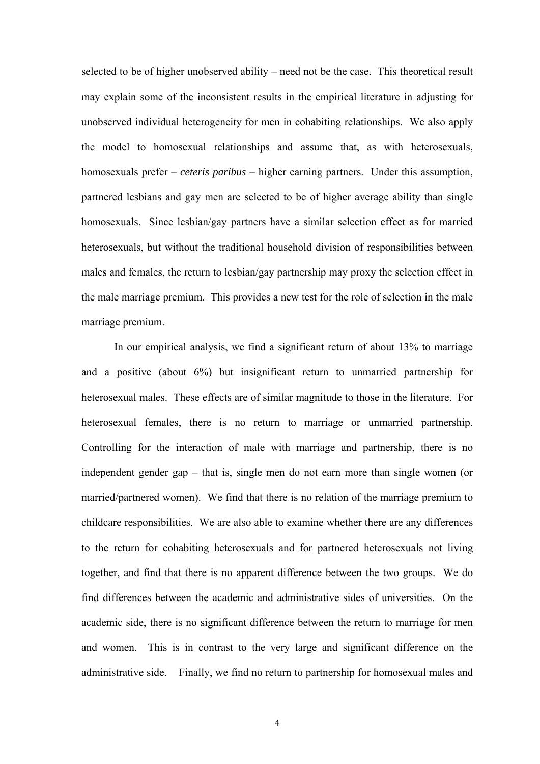selected to be of higher unobserved ability – need not be the case. This theoretical result may explain some of the inconsistent results in the empirical literature in adjusting for unobserved individual heterogeneity for men in cohabiting relationships. We also apply the model to homosexual relationships and assume that, as with heterosexuals, homosexuals prefer – *ceteris paribus* – higher earning partners. Under this assumption, partnered lesbians and gay men are selected to be of higher average ability than single homosexuals. Since lesbian/gay partners have a similar selection effect as for married heterosexuals, but without the traditional household division of responsibilities between males and females, the return to lesbian/gay partnership may proxy the selection effect in the male marriage premium. This provides a new test for the role of selection in the male marriage premium.

In our empirical analysis, we find a significant return of about 13% to marriage and a positive (about 6%) but insignificant return to unmarried partnership for heterosexual males. These effects are of similar magnitude to those in the literature. For heterosexual females, there is no return to marriage or unmarried partnership. Controlling for the interaction of male with marriage and partnership, there is no independent gender gap – that is, single men do not earn more than single women (or married/partnered women). We find that there is no relation of the marriage premium to childcare responsibilities. We are also able to examine whether there are any differences to the return for cohabiting heterosexuals and for partnered heterosexuals not living together, and find that there is no apparent difference between the two groups. We do find differences between the academic and administrative sides of universities. On the academic side, there is no significant difference between the return to marriage for men and women. This is in contrast to the very large and significant difference on the administrative side. Finally, we find no return to partnership for homosexual males and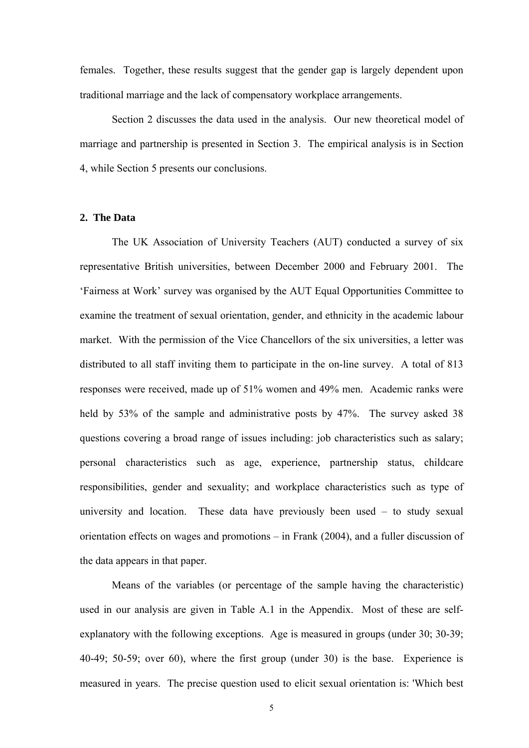females. Together, these results suggest that the gender gap is largely dependent upon traditional marriage and the lack of compensatory workplace arrangements.

Section 2 discusses the data used in the analysis. Our new theoretical model of marriage and partnership is presented in Section 3. The empirical analysis is in Section 4, while Section 5 presents our conclusions.

## 2. The Data

The UK Association of University Teachers (AUT) conducted a survey of six representative British universities, between December 2000 and February 2001. The 'Fairness at Work' survey was organised by the AUT Equal Opportunities Committee to examine the treatment of sexual orientation, gender, and ethnicity in the academic labour market. With the permission of the Vice Chancellors of the six universities, a letter was distributed to all staff inviting them to participate in the on-line survey. A total of 813 responses were received, made up of 51% women and 49% men. Academic ranks were held by 53% of the sample and administrative posts by 47%. The survey asked 38 questions covering a broad range of issues including: job characteristics such as salary; personal characteristics such as age, experience, partnership status, childcare responsibilities, gender and sexuality; and workplace characteristics such as type of university and location. These data have previously been used – to study sexual orientation effects on wages and promotions – in Frank (2004), and a fuller discussion of the data appears in that paper.

Means of the variables (or percentage of the sample having the characteristic) used in our analysis are given in Table A.1 in the Appendix. Most of these are self-explanatory with the following exceptions. Age is measured in groups (under 30; 30-39; 40-49; 50-59; over 60), where the first group (under 30) is the base. Experience is measured in years. The precise question used to elicit sexual orientation is: 'Which best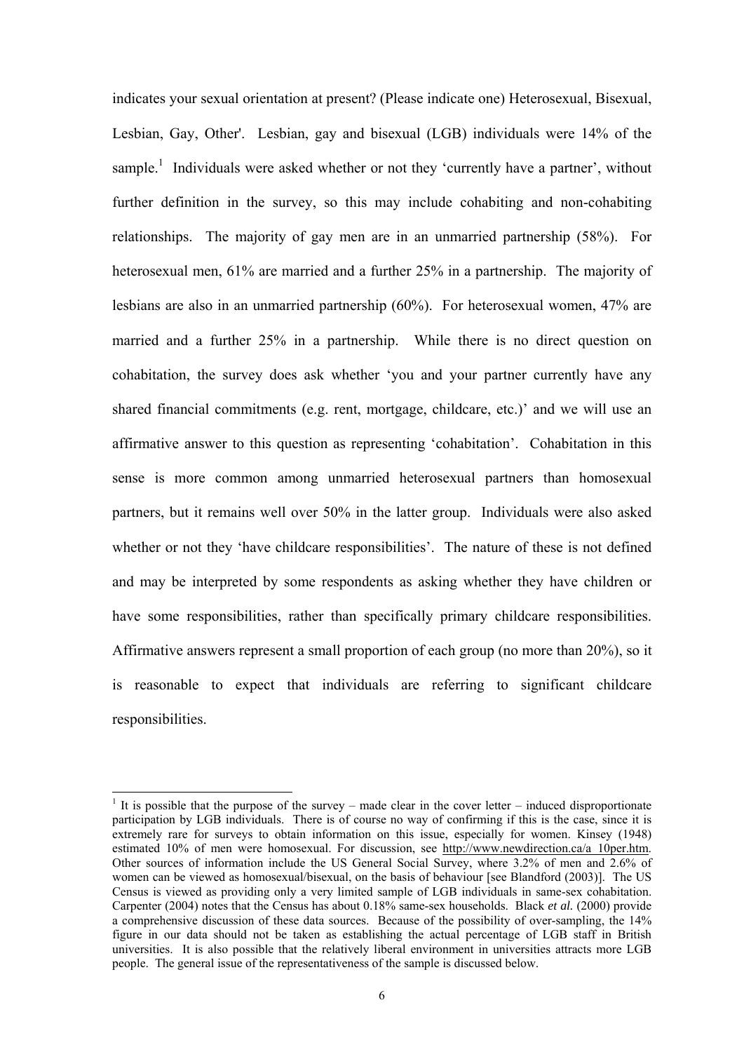indicates your sexual orientation at present? (Please indicate one) Heterosexual, Bisexual, Lesbian, Gay, Other'. Lesbian, gay and bisexual (LGB) individuals were 14% of the sample.[1] Individuals were asked whether or not they 'currently have a partner', without further definition in the survey, so this may include cohabiting and non-cohabiting relationships. The majority of gay men are in an unmarried partnership (58%). For heterosexual men, 61% are married and a further 25% in a partnership. The majority of lesbians are also in an unmarried partnership (60%). For heterosexual women, 47% are married and a further 25% in a partnership. While there is no direct question on cohabitation, the survey does ask whether 'you and your partner currently have any shared financial commitments (e.g. rent, mortgage, childcare, etc.)' and we will use an affirmative answer to this question as representing 'cohabitation'. Cohabitation in this sense is more common among unmarried heterosexual partners than homosexual partners, but it remains well over 50% in the latter group. Individuals were also asked whether or not they 'have childcare responsibilities'. The nature of these is not defined and may be interpreted by some respondents as asking whether they have children or have some responsibilities, rather than specifically primary childcare responsibilities. Affirmative answers represent a small proportion of each group (no more than 20%), so it is reasonable to expect that individuals are referring to significant childcare responsibilities.

[1] It is possible that the purpose of the survey – made clear in the cover letter – induced disproportionate participation by LGB individuals. There is of course no way of confirming if this is the case, since it is extremely rare for surveys to obtain information on this issue, especially for women. Kinsey (1948) estimated 10% of men were homosexual. For discussion, see http://www.newdirection.ca/a_10per.htm. Other sources of information include the US General Social Survey, where 3.2% of men and 2.6% of women can be viewed as homosexual/bisexual, on the basis of behaviour [see Blandford (2003)]. The US Census is viewed as providing only a very limited sample of LGB individuals in same-sex cohabitation. Carpenter (2004) notes that the Census has about 0.18% same-sex households. Black *et al.* (2000) provide a comprehensive discussion of these data sources. Because of the possibility of over-sampling, the 14% figure in our data should not be taken as establishing the actual percentage of LGB staff in British universities. It is also possible that the relatively liberal environment in universities attracts more LGB people. The general issue of the representativeness of the sample is discussed below.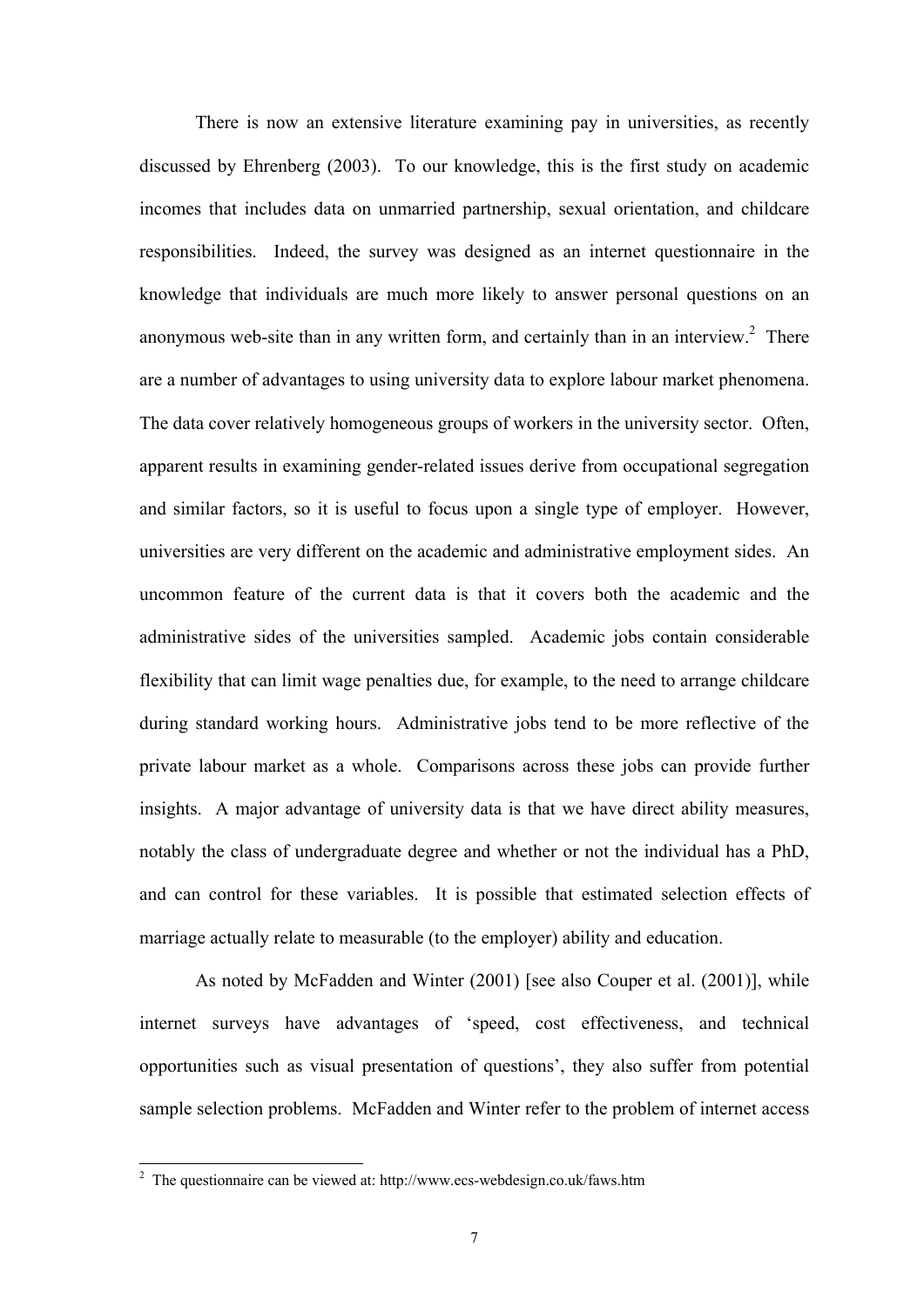There is now an extensive literature examining pay in universities, as recently discussed by Ehrenberg (2003). To our knowledge, this is the first study on academic incomes that includes data on unmarried partnership, sexual orientation, and childcare responsibilities. Indeed, the survey was designed as an internet questionnaire in the knowledge that individuals are much more likely to answer personal questions on an anonymous web-site than in any written form, and certainly than in an interview.[2] There are a number of advantages to using university data to explore labour market phenomena. The data cover relatively homogeneous groups of workers in the university sector. Often, apparent results in examining gender-related issues derive from occupational segregation and similar factors, so it is useful to focus upon a single type of employer. However, universities are very different on the academic and administrative employment sides. An uncommon feature of the current data is that it covers both the academic and the administrative sides of the universities sampled. Academic jobs contain considerable flexibility that can limit wage penalties due, for example, to the need to arrange childcare during standard working hours. Administrative jobs tend to be more reflective of the private labour market as a whole. Comparisons across these jobs can provide further insights. A major advantage of university data is that we have direct ability measures, notably the class of undergraduate degree and whether or not the individual has a PhD, and can control for these variables. It is possible that estimated selection effects of marriage actually relate to measurable (to the employer) ability and education.

As noted by McFadden and Winter (2001) [see also Couper et al. (2001)], while internet surveys have advantages of 'speed, cost effectiveness, and technical opportunities such as visual presentation of questions', they also suffer from potential sample selection problems. McFadden and Winter refer to the problem of internet access

[2] The questionnaire can be viewed at: http://www.ecs-webdesign.co.uk/faws.htm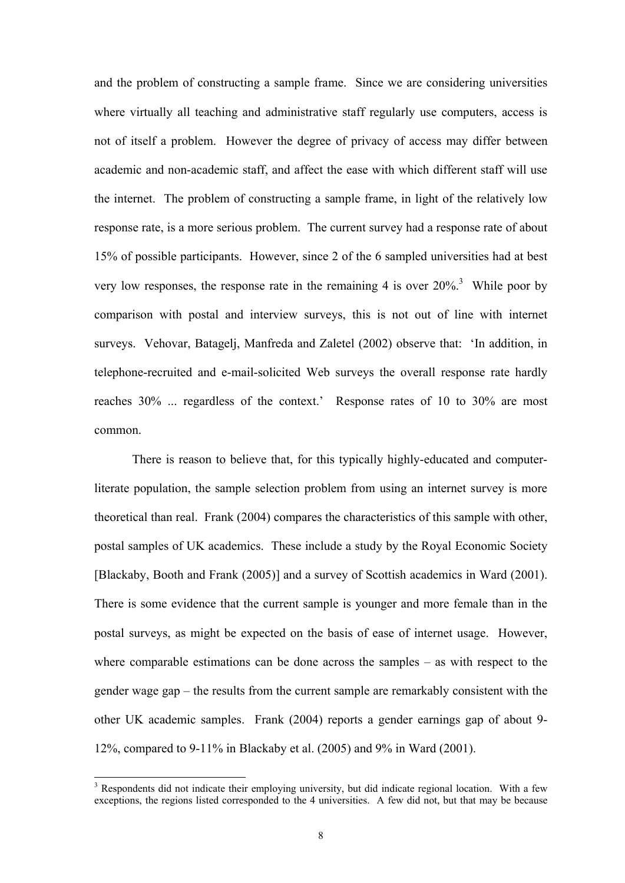and the problem of constructing a sample frame. Since we are considering universities where virtually all teaching and administrative staff regularly use computers, access is not of itself a problem. However the degree of privacy of access may differ between academic and non-academic staff, and affect the ease with which different staff will use the internet. The problem of constructing a sample frame, in light of the relatively low response rate, is a more serious problem. The current survey had a response rate of about 15% of possible participants. However, since 2 of the 6 sampled universities had at best very low responses, the response rate in the remaining 4 is over 20%.[3] While poor by comparison with postal and interview surveys, this is not out of line with internet surveys. Vehovar, Batagelj, Manfreda and Zaletel (2002) observe that: 'In addition, in telephone-recruited and e-mail-solicited Web surveys the overall response rate hardly reaches 30% ... regardless of the context.' Response rates of 10 to 30% are most common.

There is reason to believe that, for this typically highly-educated and computer-literate population, the sample selection problem from using an internet survey is more theoretical than real. Frank (2004) compares the characteristics of this sample with other, postal samples of UK academics. These include a study by the Royal Economic Society [Blackaby, Booth and Frank (2005)] and a survey of Scottish academics in Ward (2001). There is some evidence that the current sample is younger and more female than in the postal surveys, as might be expected on the basis of ease of internet usage. However, where comparable estimations can be done across the samples – as with respect to the gender wage gap – the results from the current sample are remarkably consistent with the other UK academic samples. Frank (2004) reports a gender earnings gap of about 9-12%, compared to 9-11% in Blackaby et al. (2005) and 9% in Ward (2001).

[3] Respondents did not indicate their employing university, but did indicate regional location. With a few exceptions, the regions listed corresponded to the 4 universities. A few did not, but that may be because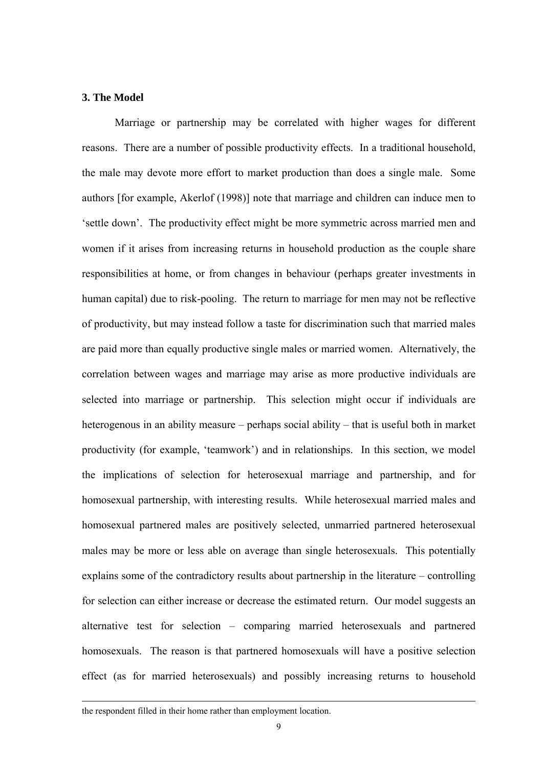### 3. The Model

Marriage or partnership may be correlated with higher wages for different reasons. There are a number of possible productivity effects. In a traditional household, the male may devote more effort to market production than does a single male. Some authors [for example, Akerlof (1998)] note that marriage and children can induce men to 'settle down'. The productivity effect might be more symmetric across married men and women if it arises from increasing returns in household production as the couple share responsibilities at home, or from changes in behaviour (perhaps greater investments in human capital) due to risk-pooling. The return to marriage for men may not be reflective of productivity, but may instead follow a taste for discrimination such that married males are paid more than equally productive single males or married women. Alternatively, the correlation between wages and marriage may arise as more productive individuals are selected into marriage or partnership. This selection might occur if individuals are heterogenous in an ability measure – perhaps social ability – that is useful both in market productivity (for example, 'teamwork') and in relationships. In this section, we model the implications of selection for heterosexual marriage and partnership, and for homosexual partnership, with interesting results. While heterosexual married males and homosexual partnered males are positively selected, unmarried partnered heterosexual males may be more or less able on average than single heterosexuals. This potentially explains some of the contradictory results about partnership in the literature – controlling for selection can either increase or decrease the estimated return. Our model suggests an alternative test for selection – comparing married heterosexuals and partnered homosexuals. The reason is that partnered homosexuals will have a positive selection effect (as for married heterosexuals) and possibly increasing returns to household

---

the respondent filled in their home rather than employment location.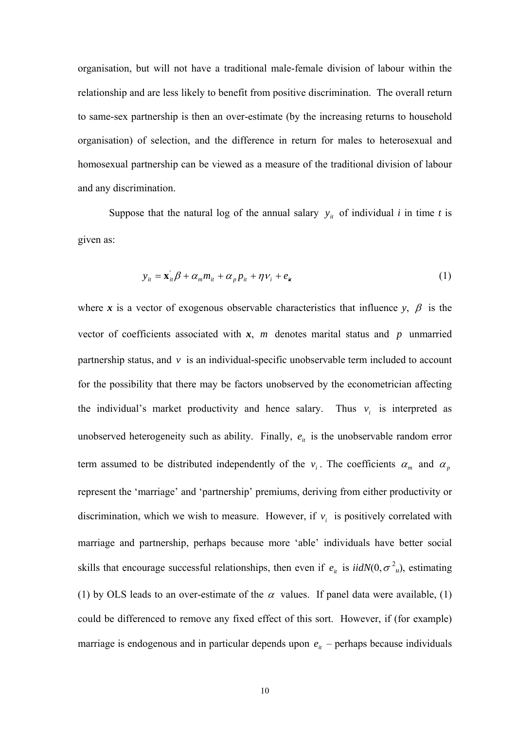organisation, but will not have a traditional male-female division of labour within the relationship and are less likely to benefit from positive discrimination. The overall return to same-sex partnership is then an over-estimate (by the increasing returns to household organisation) of selection, and the difference in return for males to heterosexual and homosexual partnership can be viewed as a measure of the traditional division of labour and any discrimination.

Suppose that the natural log of the annual salary $y_{it}$ of individual *i* in time *t* is given as:

$$y_{it} = \mathbf{x}_{it}^{'}\beta + \alpha_m m_{it} + \alpha_p p_{it} + \eta v_i + e_{it} \tag{1}$$

where $\boldsymbol{x}$ is a vector of exogenous observable characteristics that influence *y*, $\beta$ is the vector of coefficients associated with $\boldsymbol{x}$, $m$ denotes marital status and $p$ unmarried partnership status, and $v$ is an individual-specific unobservable term included to account for the possibility that there may be factors unobserved by the econometrician affecting the individual's market productivity and hence salary. Thus $v_i$ is interpreted as unobserved heterogeneity such as ability. Finally, $e_{it}$ is the unobservable random error term assumed to be distributed independently of the $v_i$. The coefficients $\alpha_m$ and $\alpha_p$ represent the 'marriage' and 'partnership' premiums, deriving from either productivity or discrimination, which we wish to measure. However, if $v_i$ is positively correlated with marriage and partnership, perhaps because more 'able' individuals have better social skills that encourage successful relationships, then even if $e_{it}$ is $iidN(0, \sigma^2_u)$, estimating (1) by OLS leads to an over-estimate of the $\alpha$ values. If panel data were available, (1) could be differenced to remove any fixed effect of this sort. However, if (for example) marriage is endogenous and in particular depends upon $e_{it}$ – perhaps because individuals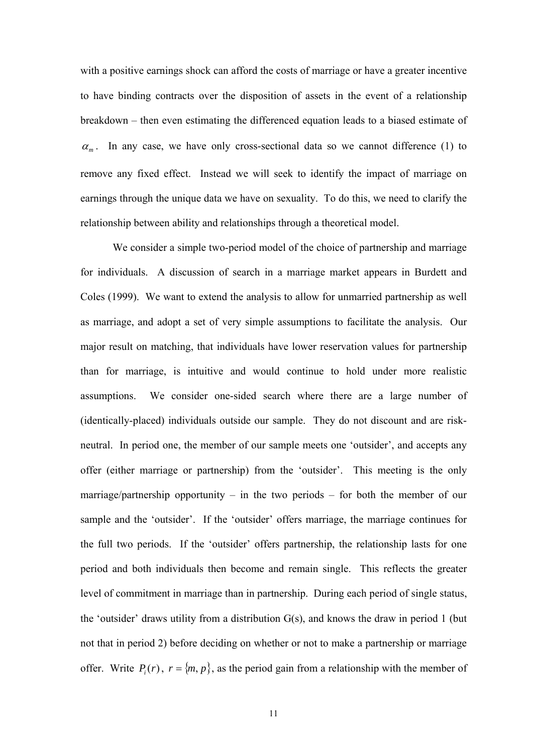with a positive earnings shock can afford the costs of marriage or have a greater incentive to have binding contracts over the disposition of assets in the event of a relationship breakdown – then even estimating the differenced equation leads to a biased estimate of $\alpha_m$. In any case, we have only cross-sectional data so we cannot difference (1) to remove any fixed effect. Instead we will seek to identify the impact of marriage on earnings through the unique data we have on sexuality. To do this, we need to clarify the relationship between ability and relationships through a theoretical model.

We consider a simple two-period model of the choice of partnership and marriage for individuals. A discussion of search in a marriage market appears in Burdett and Coles (1999). We want to extend the analysis to allow for unmarried partnership as well as marriage, and adopt a set of very simple assumptions to facilitate the analysis. Our major result on matching, that individuals have lower reservation values for partnership than for marriage, is intuitive and would continue to hold under more realistic assumptions. We consider one-sided search where there are a large number of (identically-placed) individuals outside our sample. They do not discount and are risk-neutral. In period one, the member of our sample meets one 'outsider', and accepts any offer (either marriage or partnership) from the 'outsider'. This meeting is the only marriage/partnership opportunity – in the two periods – for both the member of our sample and the 'outsider'. If the 'outsider' offers marriage, the marriage continues for the full two periods. If the 'outsider' offers partnership, the relationship lasts for one period and both individuals then become and remain single. This reflects the greater level of commitment in marriage than in partnership. During each period of single status, the 'outsider' draws utility from a distribution G(s), and knows the draw in period 1 (but not that in period 2) before deciding on whether or not to make a partnership or marriage offer. Write $P_i(r)$, $r = \{m, p\}$, as the period gain from a relationship with the member of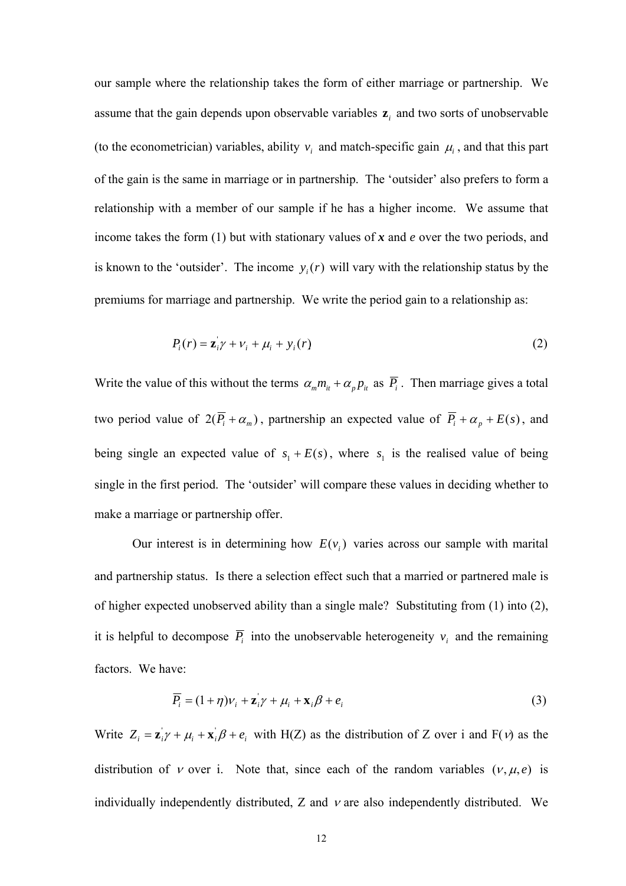our sample where the relationship takes the form of either marriage or partnership. We assume that the gain depends upon observable variables $\mathbf{z}_i$ and two sorts of unobservable (to the econometrician) variables, ability $v_i$ and match-specific gain $\mu_i$, and that this part of the gain is the same in marriage or in partnership. The 'outsider' also prefers to form a relationship with a member of our sample if he has a higher income. We assume that income takes the form (1) but with stationary values of $\boldsymbol{x}$ and $e$ over the two periods, and is known to the 'outsider'. The income $y_i(r)$ will vary with the relationship status by the premiums for marriage and partnership. We write the period gain to a relationship as:

$$P_i(r) = \mathbf{z}_i^{'}\gamma + v_i + \mu_i + y_i(r) \tag{2}$$

Write the value of this without the terms $\alpha_m m_{it} + \alpha_p p_{it}$ as $\overline{P_i}$. Then marriage gives a total two period value of $2(\overline{P_i} + \alpha_m)$, partnership an expected value of $\overline{P_i} + \alpha_p + E(s)$, and being single an expected value of $s_1 + E(s)$, where $s_1$ is the realised value of being single in the first period. The 'outsider' will compare these values in deciding whether to make a marriage or partnership offer.

Our interest is in determining how $E(v_i)$ varies across our sample with marital and partnership status. Is there a selection effect such that a married or partnered male is of higher expected unobserved ability than a single male? Substituting from (1) into (2), it is helpful to decompose $\overline{P_i}$ into the unobservable heterogeneity $v_i$ and the remaining factors. We have:

$$\overline{P_i} = (1+\eta)v_i + \mathbf{z}_i^{'}\gamma + \mu_i + \mathbf{x}_i\beta + e_i \tag{3}$$

Write $Z_i = \mathbf{z}_i^{'}\gamma + \mu_i + \mathbf{x}_i^{'}\beta + e_i$ with H(Z) as the distribution of Z over i and F($v$) as the distribution of $v$ over i. Note that, since each of the random variables $(v, \mu, e)$ is individually independently distributed, Z and $v$ are also independently distributed. We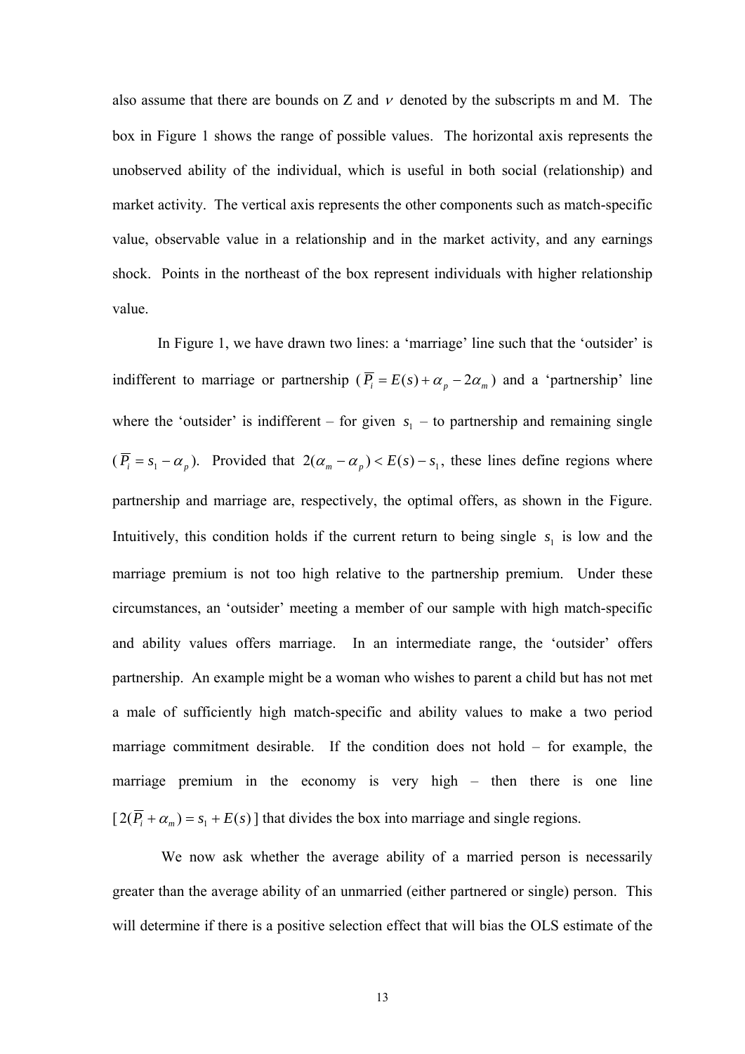also assume that there are bounds on Z and $\nu$ denoted by the subscripts m and M. The box in Figure 1 shows the range of possible values. The horizontal axis represents the unobserved ability of the individual, which is useful in both social (relationship) and market activity. The vertical axis represents the other components such as match-specific value, observable value in a relationship and in the market activity, and any earnings shock. Points in the northeast of the box represent individuals with higher relationship value.

In Figure 1, we have drawn two lines: a 'marriage' line such that the 'outsider' is indifferent to marriage or partnership ($\overline{P}_i = E(s) + \alpha_p - 2\alpha_m$) and a 'partnership' line where the 'outsider' is indifferent – for given $s_1$ – to partnership and remaining single ($\overline{P}_i = s_1 - \alpha_p$). Provided that $2(\alpha_m - \alpha_p) < E(s) - s_1$, these lines define regions where partnership and marriage are, respectively, the optimal offers, as shown in the Figure. Intuitively, this condition holds if the current return to being single $s_1$ is low and the marriage premium is not too high relative to the partnership premium. Under these circumstances, an 'outsider' meeting a member of our sample with high match-specific and ability values offers marriage. In an intermediate range, the 'outsider' offers partnership. An example might be a woman who wishes to parent a child but has not met a male of sufficiently high match-specific and ability values to make a two period marriage commitment desirable. If the condition does not hold – for example, the marriage premium in the economy is very high – then there is one line [$2(\overline{P}_i + \alpha_m) = s_1 + E(s)$] that divides the box into marriage and single regions.

We now ask whether the average ability of a married person is necessarily greater than the average ability of an unmarried (either partnered or single) person. This will determine if there is a positive selection effect that will bias the OLS estimate of the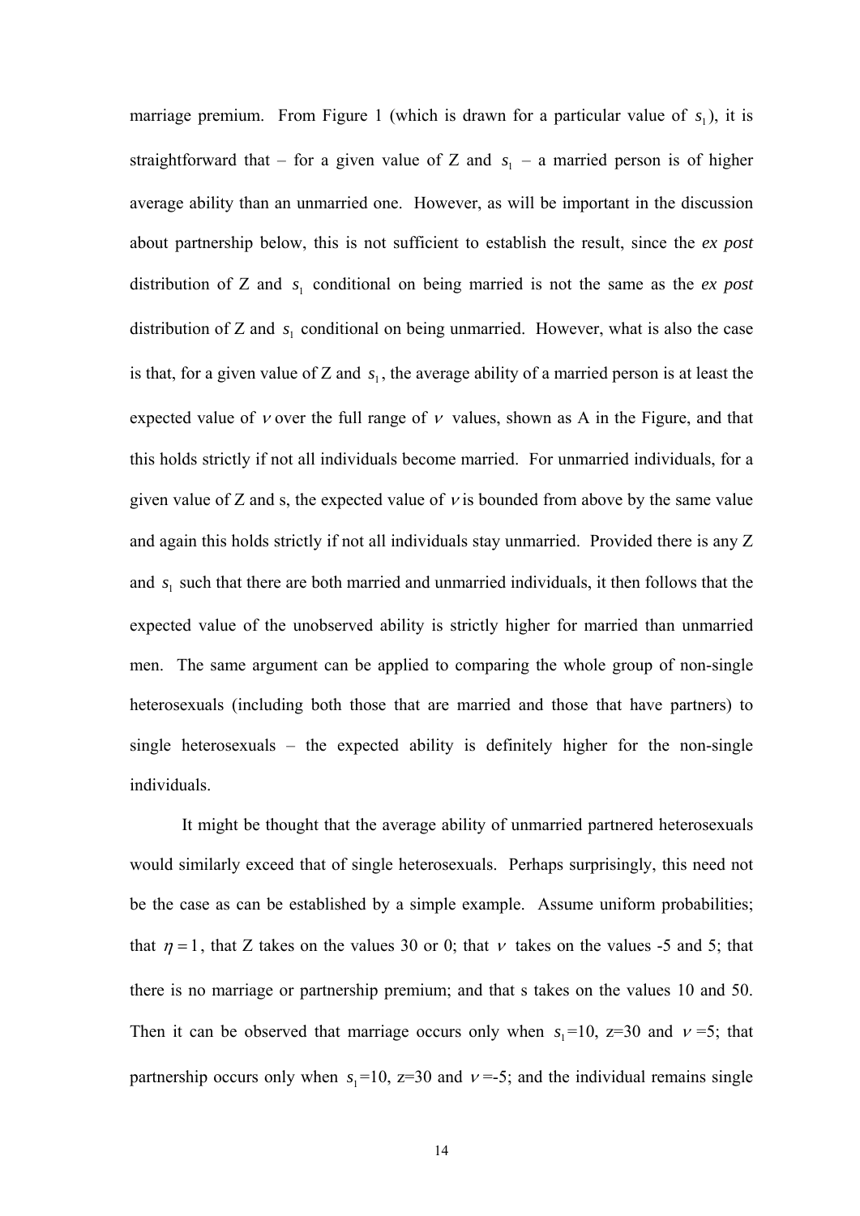marriage premium. From Figure 1 (which is drawn for a particular value of $s_1$), it is straightforward that – for a given value of Z and $s_1$ – a married person is of higher average ability than an unmarried one. However, as will be important in the discussion about partnership below, this is not sufficient to establish the result, since the *ex post* distribution of Z and $s_1$ conditional on being married is not the same as the *ex post* distribution of Z and $s_1$ conditional on being unmarried. However, what is also the case is that, for a given value of Z and $s_1$, the average ability of a married person is at least the expected value of $\nu$ over the full range of $\nu$ values, shown as A in the Figure, and that this holds strictly if not all individuals become married. For unmarried individuals, for a given value of Z and s, the expected value of $\nu$ is bounded from above by the same value and again this holds strictly if not all individuals stay unmarried. Provided there is any Z and $s_1$ such that there are both married and unmarried individuals, it then follows that the expected value of the unobserved ability is strictly higher for married than unmarried men. The same argument can be applied to comparing the whole group of non-single heterosexuals (including both those that are married and those that have partners) to single heterosexuals – the expected ability is definitely higher for the non-single individuals.

It might be thought that the average ability of unmarried partnered heterosexuals would similarly exceed that of single heterosexuals. Perhaps surprisingly, this need not be the case as can be established by a simple example. Assume uniform probabilities; that $\eta = 1$, that Z takes on the values 30 or 0; that $\nu$ takes on the values -5 and 5; that there is no marriage or partnership premium; and that s takes on the values 10 and 50. Then it can be observed that marriage occurs only when $s_1$=10, z=30 and $\nu$ =5; that partnership occurs only when $s_1$=10, z=30 and $\nu$ =-5; and the individual remains single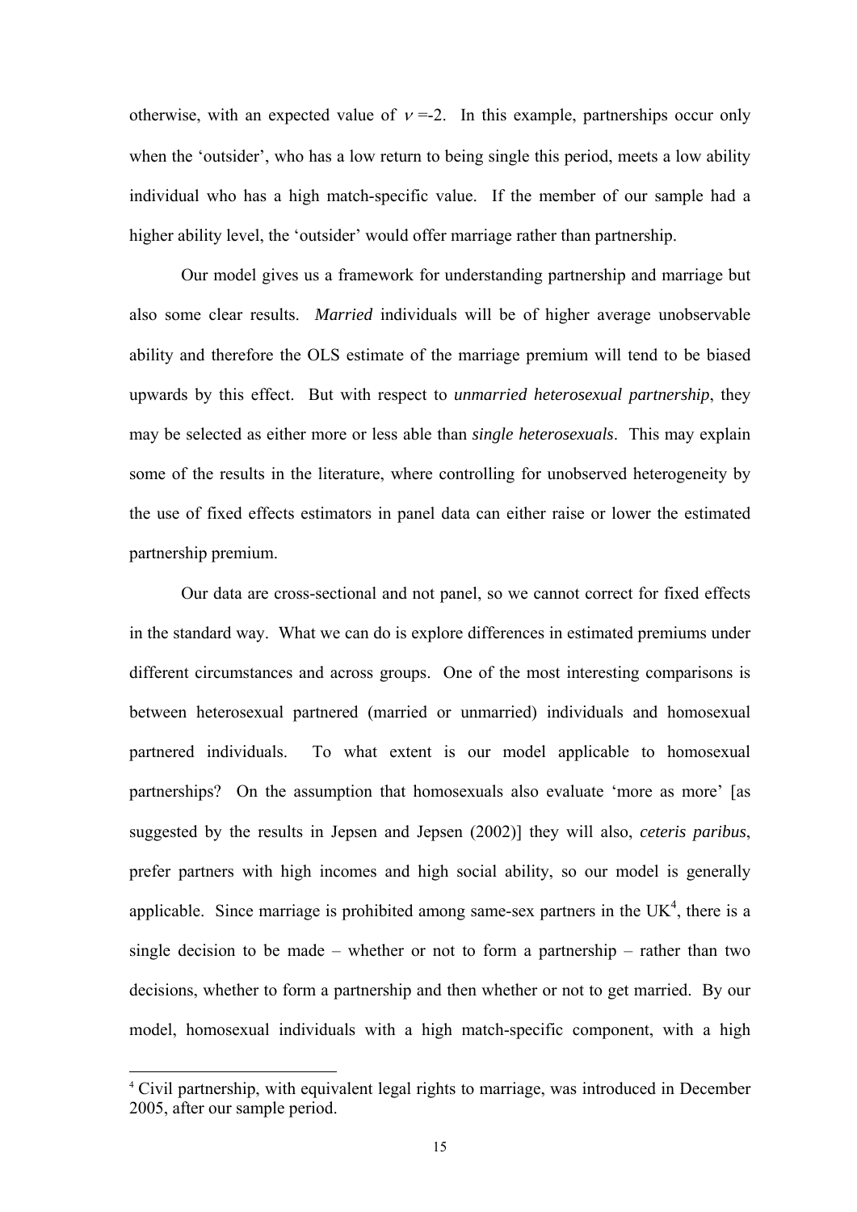otherwise, with an expected value of $\nu$ =-2. In this example, partnerships occur only when the 'outsider', who has a low return to being single this period, meets a low ability individual who has a high match-specific value. If the member of our sample had a higher ability level, the 'outsider' would offer marriage rather than partnership.

Our model gives us a framework for understanding partnership and marriage but also some clear results. *Married* individuals will be of higher average unobservable ability and therefore the OLS estimate of the marriage premium will tend to be biased upwards by this effect. But with respect to *unmarried heterosexual partnership*, they may be selected as either more or less able than *single heterosexuals*. This may explain some of the results in the literature, where controlling for unobserved heterogeneity by the use of fixed effects estimators in panel data can either raise or lower the estimated partnership premium.

Our data are cross-sectional and not panel, so we cannot correct for fixed effects in the standard way. What we can do is explore differences in estimated premiums under different circumstances and across groups. One of the most interesting comparisons is between heterosexual partnered (married or unmarried) individuals and homosexual partnered individuals. To what extent is our model applicable to homosexual partnerships? On the assumption that homosexuals also evaluate 'more as more' [as suggested by the results in Jepsen and Jepsen (2002)] they will also, *ceteris paribus*, prefer partners with high incomes and high social ability, so our model is generally applicable. Since marriage is prohibited among same-sex partners in the UK[4], there is a single decision to be made – whether or not to form a partnership – rather than two decisions, whether to form a partnership and then whether or not to get married. By our model, homosexual individuals with a high match-specific component, with a high

[4] Civil partnership, with equivalent legal rights to marriage, was introduced in December 2005, after our sample period.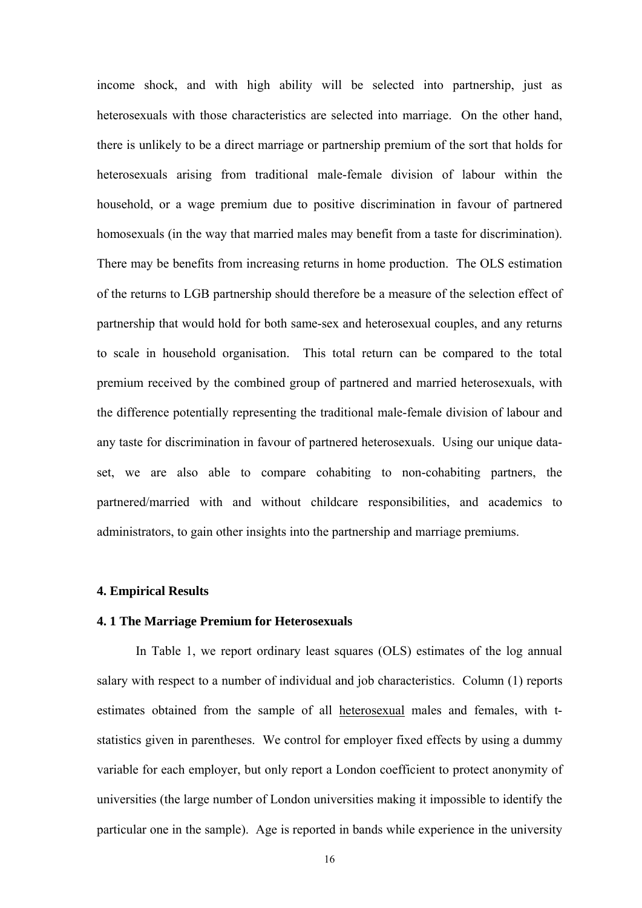income shock, and with high ability will be selected into partnership, just as heterosexuals with those characteristics are selected into marriage. On the other hand, there is unlikely to be a direct marriage or partnership premium of the sort that holds for heterosexuals arising from traditional male-female division of labour within the household, or a wage premium due to positive discrimination in favour of partnered homosexuals (in the way that married males may benefit from a taste for discrimination). There may be benefits from increasing returns in home production. The OLS estimation of the returns to LGB partnership should therefore be a measure of the selection effect of partnership that would hold for both same-sex and heterosexual couples, and any returns to scale in household organisation. This total return can be compared to the total premium received by the combined group of partnered and married heterosexuals, with the difference potentially representing the traditional male-female division of labour and any taste for discrimination in favour of partnered heterosexuals. Using our unique data-set, we are also able to compare cohabiting to non-cohabiting partners, the partnered/married with and without childcare responsibilities, and academics to administrators, to gain other insights into the partnership and marriage premiums.

## 4. Empirical Results

### 4. 1 The Marriage Premium for Heterosexuals

In Table 1, we report ordinary least squares (OLS) estimates of the log annual salary with respect to a number of individual and job characteristics. Column (1) reports estimates obtained from the sample of all <u>heterosexual</u> males and females, with t-statistics given in parentheses. We control for employer fixed effects by using a dummy variable for each employer, but only report a London coefficient to protect anonymity of universities (the large number of London universities making it impossible to identify the particular one in the sample). Age is reported in bands while experience in the university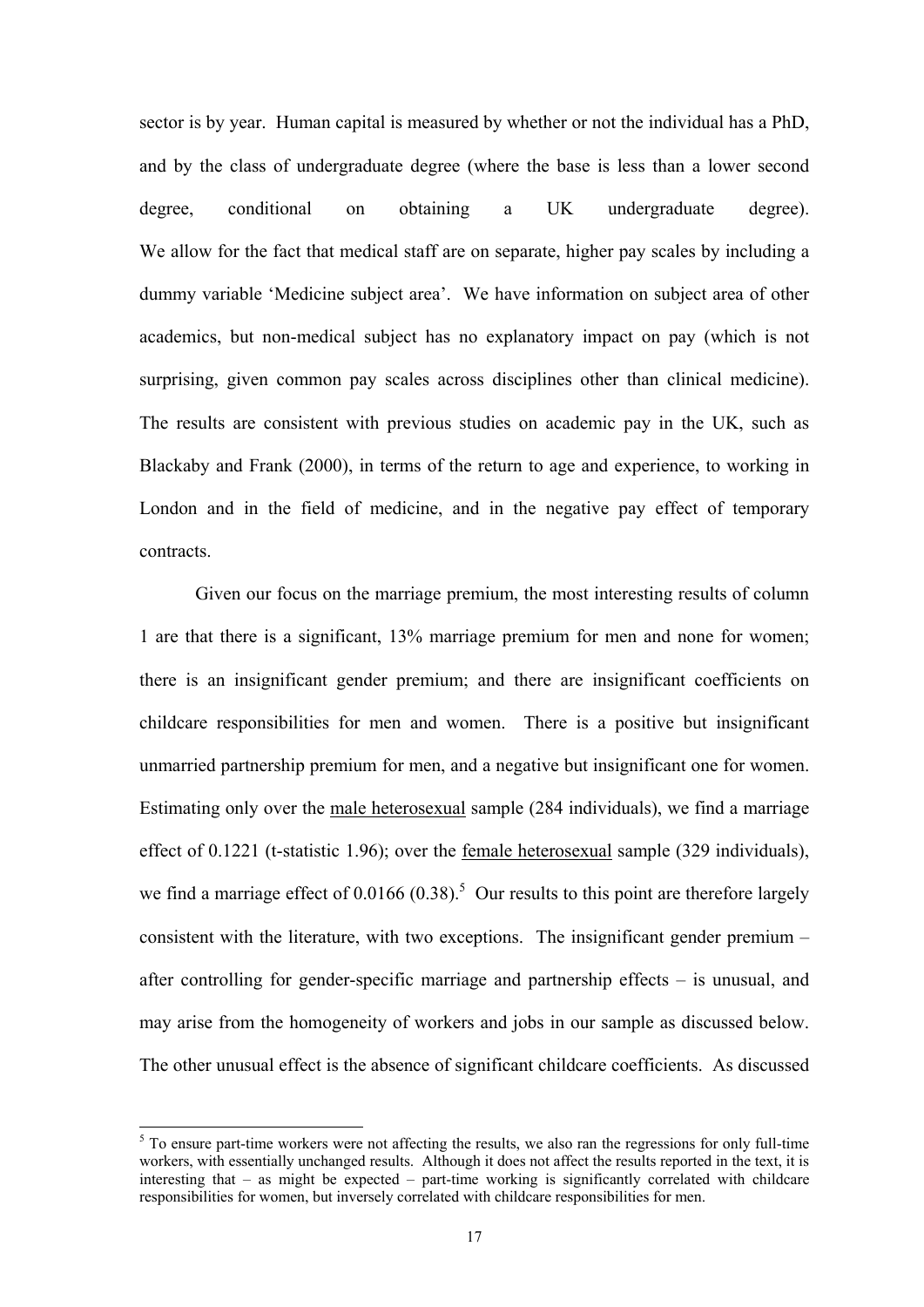sector is by year. Human capital is measured by whether or not the individual has a PhD, and by the class of undergraduate degree (where the base is less than a lower second degree, conditional on obtaining a UK undergraduate degree). We allow for the fact that medical staff are on separate, higher pay scales by including a dummy variable 'Medicine subject area'. We have information on subject area of other academics, but non-medical subject has no explanatory impact on pay (which is not surprising, given common pay scales across disciplines other than clinical medicine). The results are consistent with previous studies on academic pay in the UK, such as Blackaby and Frank (2000), in terms of the return to age and experience, to working in London and in the field of medicine, and in the negative pay effect of temporary contracts.

Given our focus on the marriage premium, the most interesting results of column 1 are that there is a significant, 13% marriage premium for men and none for women; there is an insignificant gender premium; and there are insignificant coefficients on childcare responsibilities for men and women. There is a positive but insignificant unmarried partnership premium for men, and a negative but insignificant one for women. Estimating only over the <u>male heterosexual</u> sample (284 individuals), we find a marriage effect of 0.1221 (t-statistic 1.96); over the <u>female heterosexual</u> sample (329 individuals), we find a marriage effect of 0.0166 (0.38).[5] Our results to this point are therefore largely consistent with the literature, with two exceptions. The insignificant gender premium – after controlling for gender-specific marriage and partnership effects – is unusual, and may arise from the homogeneity of workers and jobs in our sample as discussed below. The other unusual effect is the absence of significant childcare coefficients. As discussed

[5] To ensure part-time workers were not affecting the results, we also ran the regressions for only full-time workers, with essentially unchanged results. Although it does not affect the results reported in the text, it is interesting that – as might be expected – part-time working is significantly correlated with childcare responsibilities for women, but inversely correlated with childcare responsibilities for men.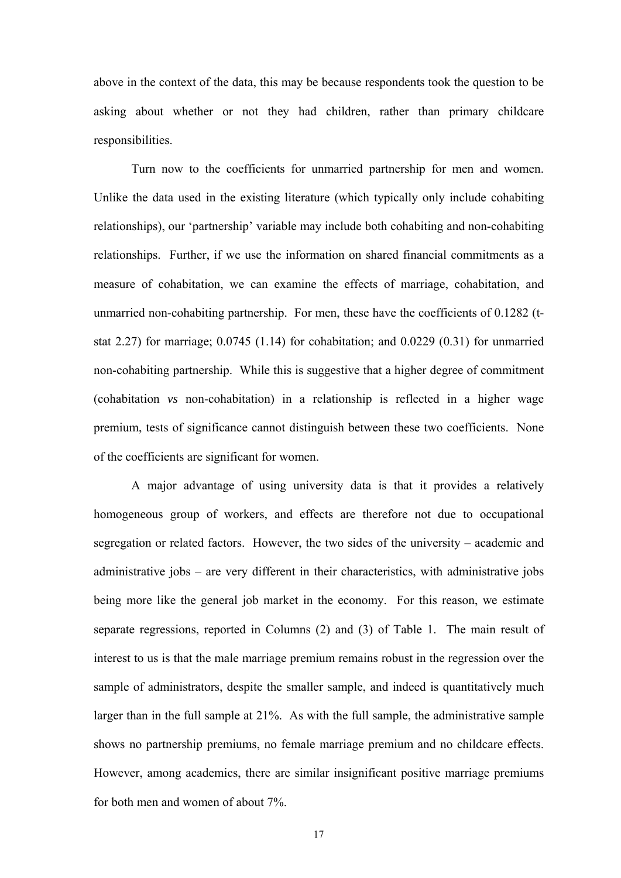above in the context of the data, this may be because respondents took the question to be asking about whether or not they had children, rather than primary childcare responsibilities.

Turn now to the coefficients for unmarried partnership for men and women. Unlike the data used in the existing literature (which typically only include cohabiting relationships), our 'partnership' variable may include both cohabiting and non-cohabiting relationships. Further, if we use the information on shared financial commitments as a measure of cohabitation, we can examine the effects of marriage, cohabitation, and unmarried non-cohabiting partnership. For men, these have the coefficients of 0.1282 (t-stat 2.27) for marriage; 0.0745 (1.14) for cohabitation; and 0.0229 (0.31) for unmarried non-cohabiting partnership. While this is suggestive that a higher degree of commitment (cohabitation *vs* non-cohabitation) in a relationship is reflected in a higher wage premium, tests of significance cannot distinguish between these two coefficients. None of the coefficients are significant for women.

A major advantage of using university data is that it provides a relatively homogeneous group of workers, and effects are therefore not due to occupational segregation or related factors. However, the two sides of the university – academic and administrative jobs – are very different in their characteristics, with administrative jobs being more like the general job market in the economy. For this reason, we estimate separate regressions, reported in Columns (2) and (3) of Table 1. The main result of interest to us is that the male marriage premium remains robust in the regression over the sample of administrators, despite the smaller sample, and indeed is quantitatively much larger than in the full sample at 21%. As with the full sample, the administrative sample shows no partnership premiums, no female marriage premium and no childcare effects. However, among academics, there are similar insignificant positive marriage premiums for both men and women of about 7%.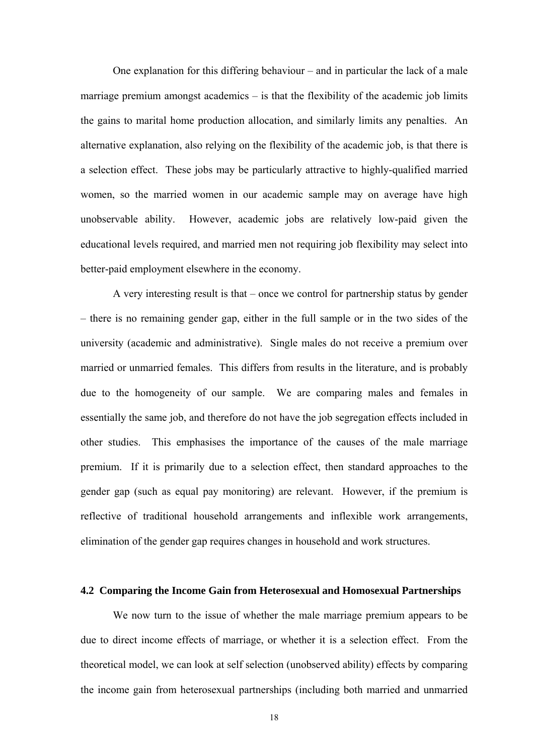One explanation for this differing behaviour – and in particular the lack of a male marriage premium amongst academics – is that the flexibility of the academic job limits the gains to marital home production allocation, and similarly limits any penalties. An alternative explanation, also relying on the flexibility of the academic job, is that there is a selection effect. These jobs may be particularly attractive to highly-qualified married women, so the married women in our academic sample may on average have high unobservable ability. However, academic jobs are relatively low-paid given the educational levels required, and married men not requiring job flexibility may select into better-paid employment elsewhere in the economy.

A very interesting result is that – once we control for partnership status by gender – there is no remaining gender gap, either in the full sample or in the two sides of the university (academic and administrative). Single males do not receive a premium over married or unmarried females. This differs from results in the literature, and is probably due to the homogeneity of our sample. We are comparing males and females in essentially the same job, and therefore do not have the job segregation effects included in other studies. This emphasises the importance of the causes of the male marriage premium. If it is primarily due to a selection effect, then standard approaches to the gender gap (such as equal pay monitoring) are relevant. However, if the premium is reflective of traditional household arrangements and inflexible work arrangements, elimination of the gender gap requires changes in household and work structures.

### 4.2 Comparing the Income Gain from Heterosexual and Homosexual Partnerships

We now turn to the issue of whether the male marriage premium appears to be due to direct income effects of marriage, or whether it is a selection effect. From the theoretical model, we can look at self selection (unobserved ability) effects by comparing the income gain from heterosexual partnerships (including both married and unmarried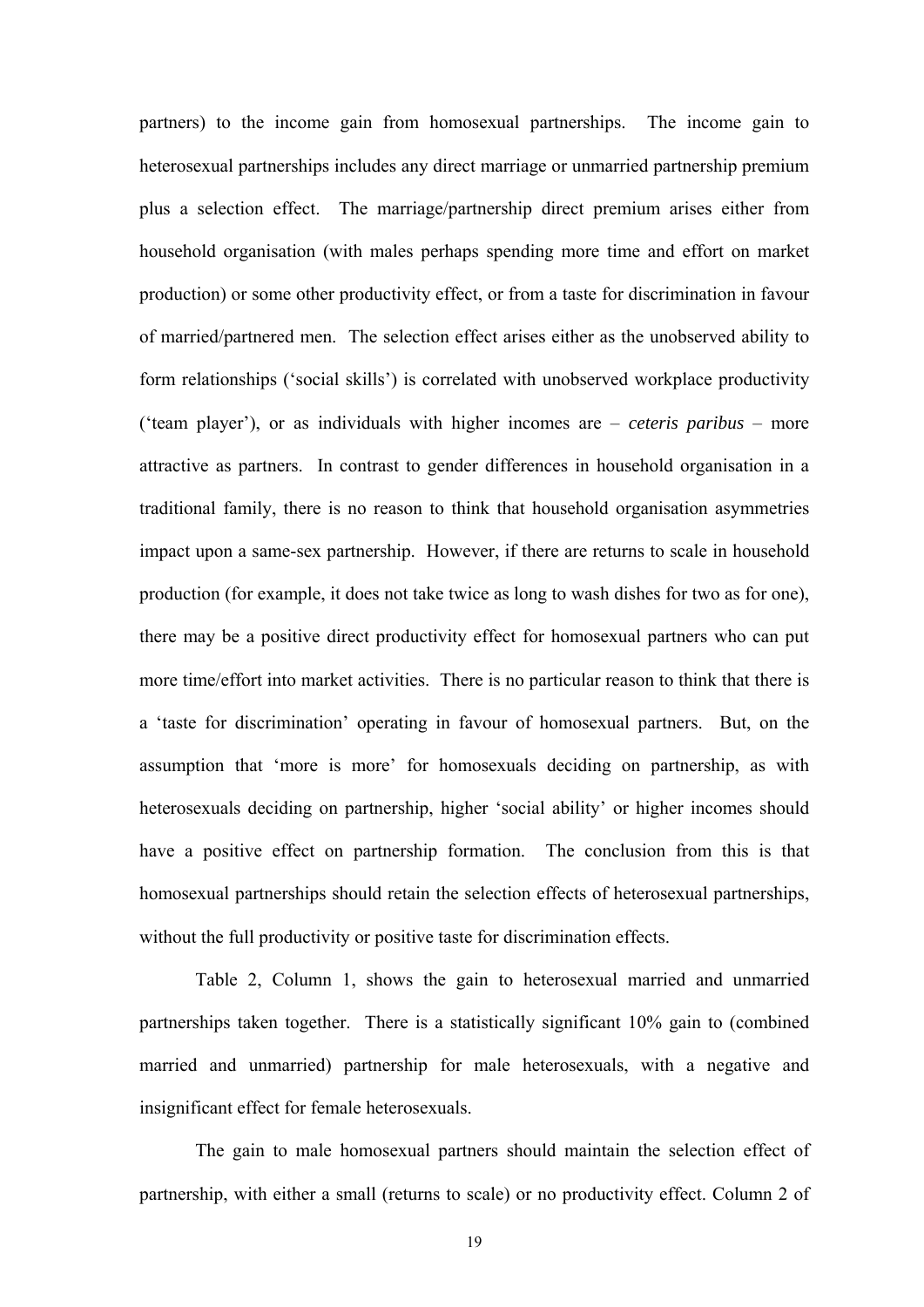partners) to the income gain from homosexual partnerships. The income gain to heterosexual partnerships includes any direct marriage or unmarried partnership premium plus a selection effect. The marriage/partnership direct premium arises either from household organisation (with males perhaps spending more time and effort on market production) or some other productivity effect, or from a taste for discrimination in favour of married/partnered men. The selection effect arises either as the unobserved ability to form relationships ('social skills') is correlated with unobserved workplace productivity ('team player'), or as individuals with higher incomes are – *ceteris paribus* – more attractive as partners. In contrast to gender differences in household organisation in a traditional family, there is no reason to think that household organisation asymmetries impact upon a same-sex partnership. However, if there are returns to scale in household production (for example, it does not take twice as long to wash dishes for two as for one), there may be a positive direct productivity effect for homosexual partners who can put more time/effort into market activities. There is no particular reason to think that there is a 'taste for discrimination' operating in favour of homosexual partners. But, on the assumption that 'more is more' for homosexuals deciding on partnership, as with heterosexuals deciding on partnership, higher 'social ability' or higher incomes should have a positive effect on partnership formation. The conclusion from this is that homosexual partnerships should retain the selection effects of heterosexual partnerships, without the full productivity or positive taste for discrimination effects.

Table 2, Column 1, shows the gain to heterosexual married and unmarried partnerships taken together. There is a statistically significant 10% gain to (combined married and unmarried) partnership for male heterosexuals, with a negative and insignificant effect for female heterosexuals.

The gain to male homosexual partners should maintain the selection effect of partnership, with either a small (returns to scale) or no productivity effect. Column 2 of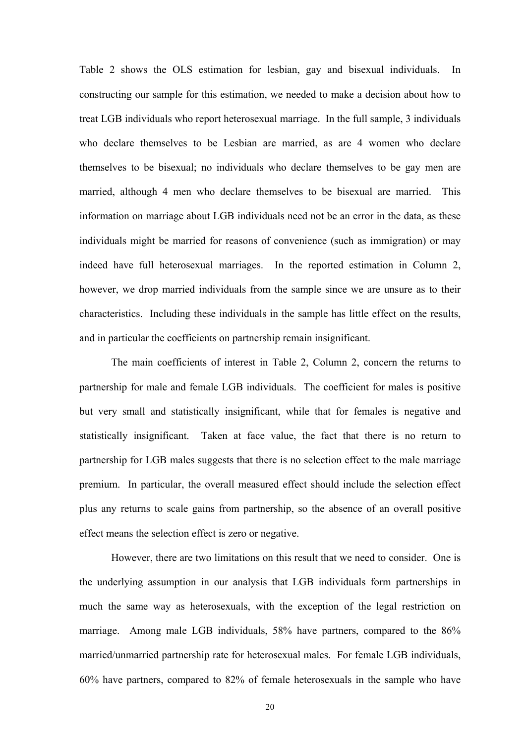Table 2 shows the OLS estimation for lesbian, gay and bisexual individuals. In constructing our sample for this estimation, we needed to make a decision about how to treat LGB individuals who report heterosexual marriage. In the full sample, 3 individuals who declare themselves to be Lesbian are married, as are 4 women who declare themselves to be bisexual; no individuals who declare themselves to be gay men are married, although 4 men who declare themselves to be bisexual are married. This information on marriage about LGB individuals need not be an error in the data, as these individuals might be married for reasons of convenience (such as immigration) or may indeed have full heterosexual marriages. In the reported estimation in Column 2, however, we drop married individuals from the sample since we are unsure as to their characteristics. Including these individuals in the sample has little effect on the results, and in particular the coefficients on partnership remain insignificant.

The main coefficients of interest in Table 2, Column 2, concern the returns to partnership for male and female LGB individuals. The coefficient for males is positive but very small and statistically insignificant, while that for females is negative and statistically insignificant. Taken at face value, the fact that there is no return to partnership for LGB males suggests that there is no selection effect to the male marriage premium. In particular, the overall measured effect should include the selection effect plus any returns to scale gains from partnership, so the absence of an overall positive effect means the selection effect is zero or negative.

However, there are two limitations on this result that we need to consider. One is the underlying assumption in our analysis that LGB individuals form partnerships in much the same way as heterosexuals, with the exception of the legal restriction on marriage. Among male LGB individuals, 58% have partners, compared to the 86% married/unmarried partnership rate for heterosexual males. For female LGB individuals, 60% have partners, compared to 82% of female heterosexuals in the sample who have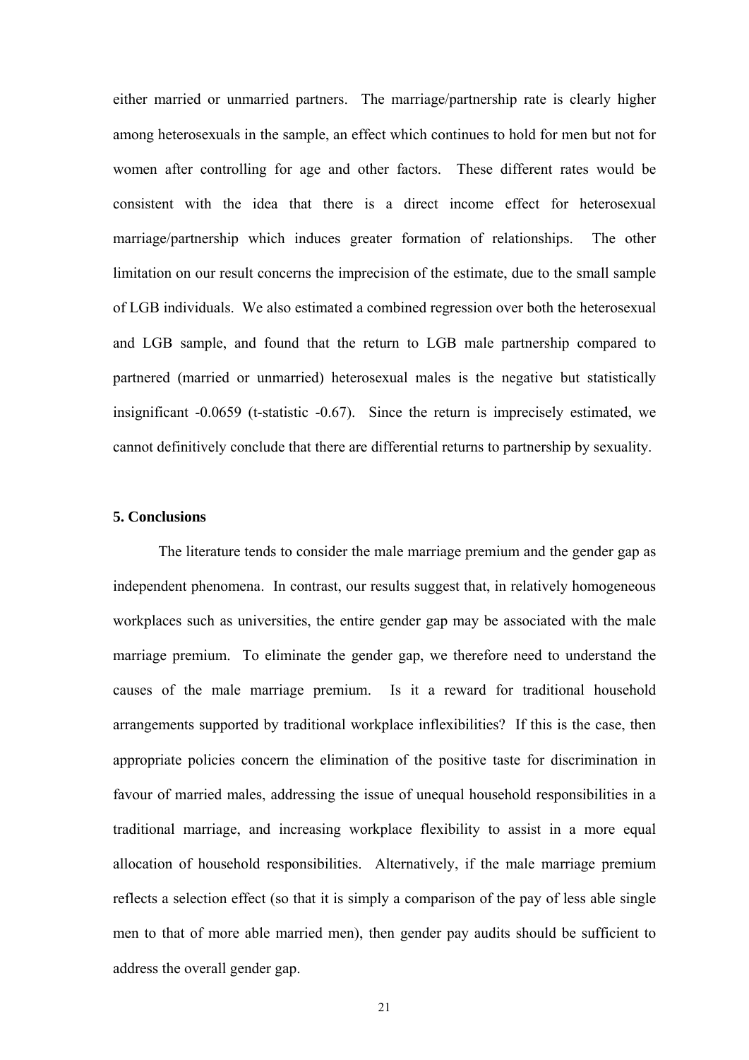either married or unmarried partners. The marriage/partnership rate is clearly higher among heterosexuals in the sample, an effect which continues to hold for men but not for women after controlling for age and other factors. These different rates would be consistent with the idea that there is a direct income effect for heterosexual marriage/partnership which induces greater formation of relationships. The other limitation on our result concerns the imprecision of the estimate, due to the small sample of LGB individuals. We also estimated a combined regression over both the heterosexual and LGB sample, and found that the return to LGB male partnership compared to partnered (married or unmarried) heterosexual males is the negative but statistically insignificant -0.0659 (t-statistic -0.67). Since the return is imprecisely estimated, we cannot definitively conclude that there are differential returns to partnership by sexuality.

## 5. Conclusions

The literature tends to consider the male marriage premium and the gender gap as independent phenomena. In contrast, our results suggest that, in relatively homogeneous workplaces such as universities, the entire gender gap may be associated with the male marriage premium. To eliminate the gender gap, we therefore need to understand the causes of the male marriage premium. Is it a reward for traditional household arrangements supported by traditional workplace inflexibilities? If this is the case, then appropriate policies concern the elimination of the positive taste for discrimination in favour of married males, addressing the issue of unequal household responsibilities in a traditional marriage, and increasing workplace flexibility to assist in a more equal allocation of household responsibilities. Alternatively, if the male marriage premium reflects a selection effect (so that it is simply a comparison of the pay of less able single men to that of more able married men), then gender pay audits should be sufficient to address the overall gender gap.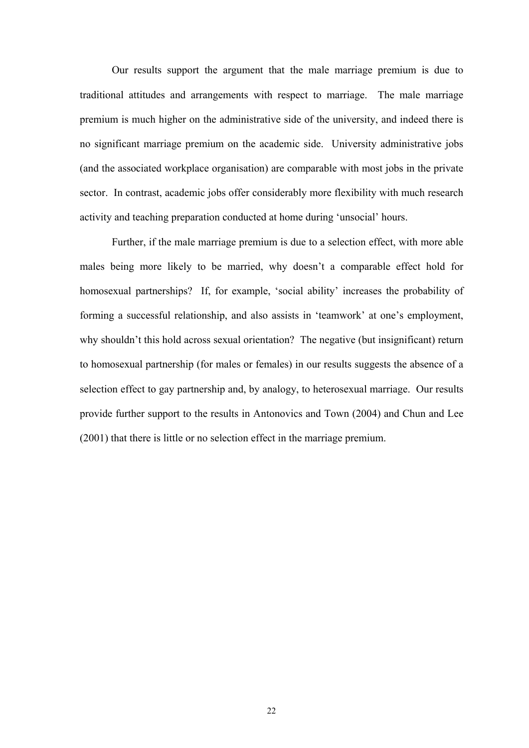Our results support the argument that the male marriage premium is due to traditional attitudes and arrangements with respect to marriage. The male marriage premium is much higher on the administrative side of the university, and indeed there is no significant marriage premium on the academic side. University administrative jobs (and the associated workplace organisation) are comparable with most jobs in the private sector. In contrast, academic jobs offer considerably more flexibility with much research activity and teaching preparation conducted at home during 'unsocial' hours.

Further, if the male marriage premium is due to a selection effect, with more able males being more likely to be married, why doesn't a comparable effect hold for homosexual partnerships? If, for example, 'social ability' increases the probability of forming a successful relationship, and also assists in 'teamwork' at one's employment, why shouldn't this hold across sexual orientation? The negative (but insignificant) return to homosexual partnership (for males or females) in our results suggests the absence of a selection effect to gay partnership and, by analogy, to heterosexual marriage. Our results provide further support to the results in Antonovics and Town (2004) and Chun and Lee (2001) that there is little or no selection effect in the marriage premium.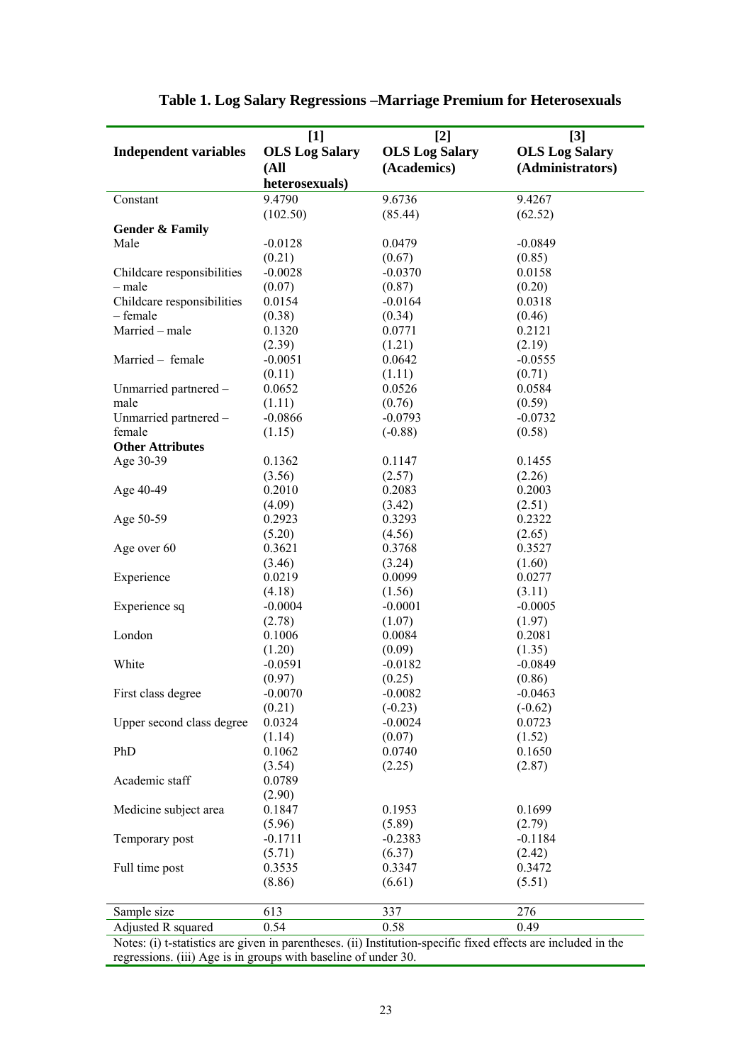# Table 1. Log Salary Regressions –Marriage Premium for Heterosexuals

| Independent variables | [1] OLS Log Salary (All heterosexuals) | [2] OLS Log Salary (Academics) | [3] OLS Log Salary (Administrators) |
|---|---|---|---|
| Constant | 9.4790 | 9.6736 | 9.4267 |
| | (102.50) | (85.44) | (62.52) |
| **Gender & Family** | | | |
| Male | -0.0128 | 0.0479 | -0.0849 |
| | (0.21) | (0.67) | (0.85) |
| Childcare responsibilities – male | -0.0028 | -0.0370 | 0.0158 |
| | (0.07) | (0.87) | (0.20) |
| Childcare responsibilities – female | 0.0154 | -0.0164 | 0.0318 |
| | (0.38) | (0.34) | (0.46) |
| Married – male | 0.1320 | 0.0771 | 0.2121 |
| | (2.39) | (1.21) | (2.19) |
| Married – female | -0.0051 | 0.0642 | -0.0555 |
| | (0.11) | (1.11) | (0.71) |
| Unmarried partnered – male | 0.0652 | 0.0526 | 0.0584 |
| | (1.11) | (0.76) | (0.59) |
| Unmarried partnered – female | -0.0866 | -0.0793 | -0.0732 |
| | (1.15) | (-0.88) | (0.58) |
| **Other Attributes** | | | |
| Age 30-39 | 0.1362 | 0.1147 | 0.1455 |
| | (3.56) | (2.57) | (2.26) |
| Age 40-49 | 0.2010 | 0.2083 | 0.2003 |
| | (4.09) | (3.42) | (2.51) |
| Age 50-59 | 0.2923 | 0.3293 | 0.2322 |
| | (5.20) | (4.56) | (2.65) |
| Age over 60 | 0.3621 | 0.3768 | 0.3527 |
| | (3.46) | (3.24) | (1.60) |
| Experience | 0.0219 | 0.0099 | 0.0277 |
| | (4.18) | (1.56) | (3.11) |
| Experience sq | -0.0004 | -0.0001 | -0.0005 |
| | (2.78) | (1.07) | (1.97) |
| London | 0.1006 | 0.0084 | 0.2081 |
| | (1.20) | (0.09) | (1.35) |
| White | -0.0591 | -0.0182 | -0.0849 |
| | (0.97) | (0.25) | (0.86) |
| First class degree | -0.0070 | -0.0082 | -0.0463 |
| | (0.21) | (-0.23) | (-0.62) |
| Upper second class degree | 0.0324 | -0.0024 | 0.0723 |
| | (1.14) | (0.07) | (1.52) |
| PhD | 0.1062 | 0.0740 | 0.1650 |
| | (3.54) | (2.25) | (2.87) |
| Academic staff | 0.0789 | | |
| | (2.90) | | |
| Medicine subject area | 0.1847 | 0.1953 | 0.1699 |
| | (5.96) | (5.89) | (2.79) |
| Temporary post | -0.1711 | -0.2383 | -0.1184 |
| | (5.71) | (6.37) | (2.42) |
| Full time post | 0.3535 | 0.3347 | 0.3472 |
| | (8.86) | (6.61) | (5.51) |
| Sample size | 613 | 337 | 276 |
| Adjusted R squared | 0.54 | 0.58 | 0.49 |

Notes: (i) t-statistics are given in parentheses. (ii) Institution-specific fixed effects are included in the regressions. (iii) Age is in groups with baseline of under 30.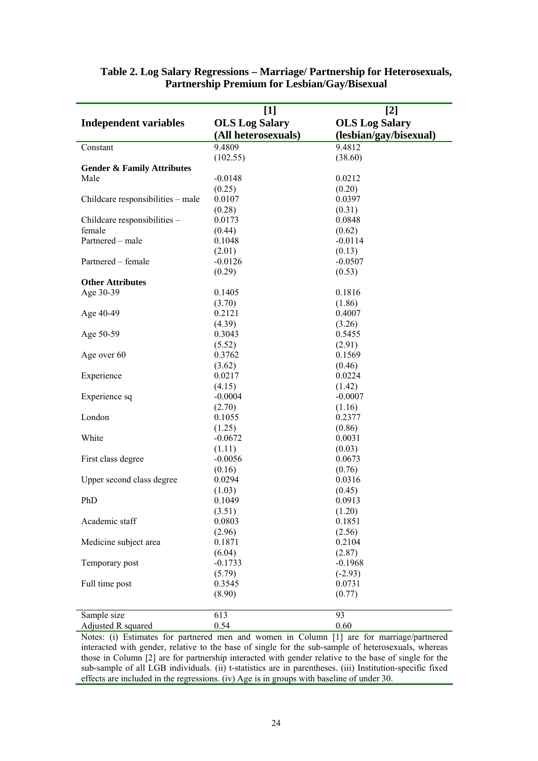**Table 2. Log Salary Regressions – Marriage/ Partnership for Heterosexuals, Partnership Premium for Lesbian/Gay/Bisexual**

| Independent variables | [1] OLS Log Salary (All heterosexuals) | [2] OLS Log Salary (lesbian/gay/bisexual) |
|---|---|---|
| Constant | 9.4809 | 9.4812 |
| | (102.55) | (38.60) |
| **Gender & Family Attributes** | | |
| Male | -0.0148 | 0.0212 |
| | (0.25) | (0.20) |
| Childcare responsibilities – male | 0.0107 | 0.0397 |
| | (0.28) | (0.31) |
| Childcare responsibilities – female | 0.0173 | 0.0848 |
| | (0.44) | (0.62) |
| Partnered – male | 0.1048 | -0.0114 |
| | (2.01) | (0.13) |
| Partnered – female | -0.0126 | -0.0507 |
| | (0.29) | (0.53) |
| **Other Attributes** | | |
| Age 30-39 | 0.1405 | 0.1816 |
| | (3.70) | (1.86) |
| Age 40-49 | 0.2121 | 0.4007 |
| | (4.39) | (3.26) |
| Age 50-59 | 0.3043 | 0.5455 |
| | (5.52) | (2.91) |
| Age over 60 | 0.3762 | 0.1569 |
| | (3.62) | (0.46) |
| Experience | 0.0217 | 0.0224 |
| | (4.15) | (1.42) |
| Experience sq | -0.0004 | -0.0007 |
| | (2.70) | (1.16) |
| London | 0.1055 | 0.2377 |
| | (1.25) | (0.86) |
| White | -0.0672 | 0.0031 |
| | (1.11) | (0.03) |
| First class degree | -0.0056 | 0.0673 |
| | (0.16) | (0.76) |
| Upper second class degree | 0.0294 | 0.0316 |
| | (1.03) | (0.45) |
| PhD | 0.1049 | 0.0913 |
| | (3.51) | (1.20) |
| Academic staff | 0.0803 | 0.1851 |
| | (2.96) | (2.56) |
| Medicine subject area | 0.1871 | 0.2104 |
| | (6.04) | (2.87) |
| Temporary post | -0.1733 | -0.1968 |
| | (5.79) | (-2.93) |
| Full time post | 0.3545 | 0.0731 |
| | (8.90) | (0.77) |
| Sample size | 613 | 93 |
| Adjusted R squared | 0.54 | 0.60 |

Notes: (i) Estimates for partnered men and women in Column [1] are for marriage/partnered interacted with gender, relative to the base of single for the sub-sample of heterosexuals, whereas those in Column [2] are for partnership interacted with gender relative to the base of single for the sub-sample of all LGB individuals. (ii) t-statistics are in parentheses. (iii) Institution-specific fixed effects are included in the regressions. (iv) Age is in groups with baseline of under 30.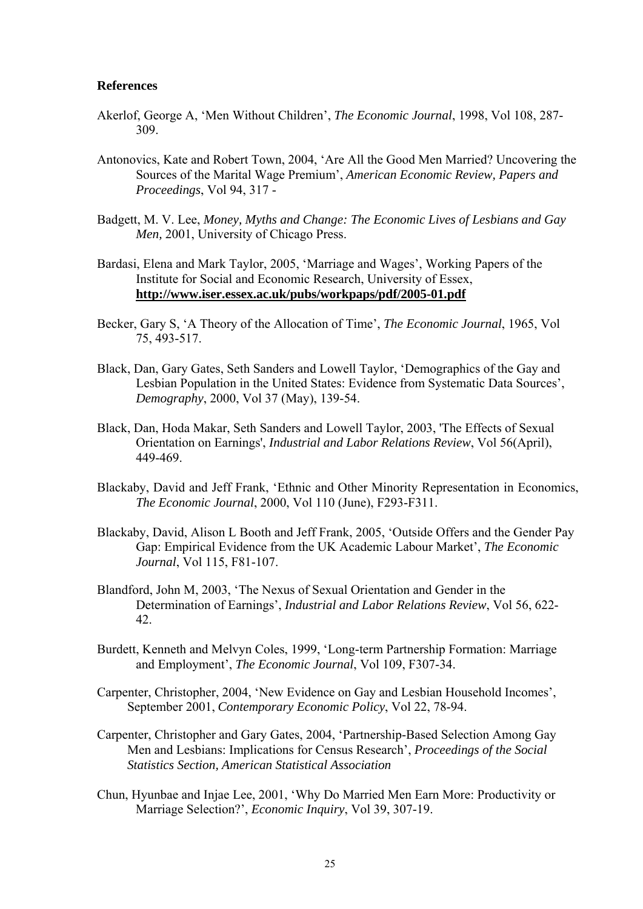## References

Akerlof, George A, 'Men Without Children', *The Economic Journal*, 1998, Vol 108, 287-309.

Antonovics, Kate and Robert Town, 2004, 'Are All the Good Men Married? Uncovering the Sources of the Marital Wage Premium', *American Economic Review, Papers and Proceedings*, Vol 94, 317 -

Badgett, M. V. Lee, *Money, Myths and Change: The Economic Lives of Lesbians and Gay Men,* 2001, University of Chicago Press.

Bardasi, Elena and Mark Taylor, 2005, 'Marriage and Wages', Working Papers of the Institute for Social and Economic Research, University of Essex, **http://www.iser.essex.ac.uk/pubs/workpaps/pdf/2005-01.pdf**

Becker, Gary S, 'A Theory of the Allocation of Time', *The Economic Journal*, 1965, Vol 75, 493-517.

Black, Dan, Gary Gates, Seth Sanders and Lowell Taylor, 'Demographics of the Gay and Lesbian Population in the United States: Evidence from Systematic Data Sources', *Demography*, 2000, Vol 37 (May), 139-54.

Black, Dan, Hoda Makar, Seth Sanders and Lowell Taylor, 2003, 'The Effects of Sexual Orientation on Earnings', *Industrial and Labor Relations Review*, Vol 56(April), 449-469.

Blackaby, David and Jeff Frank, 'Ethnic and Other Minority Representation in Economics, *The Economic Journal*, 2000, Vol 110 (June), F293-F311.

Blackaby, David, Alison L Booth and Jeff Frank, 2005, 'Outside Offers and the Gender Pay Gap: Empirical Evidence from the UK Academic Labour Market', *The Economic Journal*, Vol 115, F81-107.

Blandford, John M, 2003, 'The Nexus of Sexual Orientation and Gender in the Determination of Earnings', *Industrial and Labor Relations Review*, Vol 56, 622-42.

Burdett, Kenneth and Melvyn Coles, 1999, 'Long-term Partnership Formation: Marriage and Employment', *The Economic Journal*, Vol 109, F307-34.

Carpenter, Christopher, 2004, 'New Evidence on Gay and Lesbian Household Incomes', September 2001, *Contemporary Economic Policy*, Vol 22, 78-94.

Carpenter, Christopher and Gary Gates, 2004, 'Partnership-Based Selection Among Gay Men and Lesbians: Implications for Census Research', *Proceedings of the Social Statistics Section, American Statistical Association*

Chun, Hyunbae and Injae Lee, 2001, 'Why Do Married Men Earn More: Productivity or Marriage Selection?', *Economic Inquiry*, Vol 39, 307-19.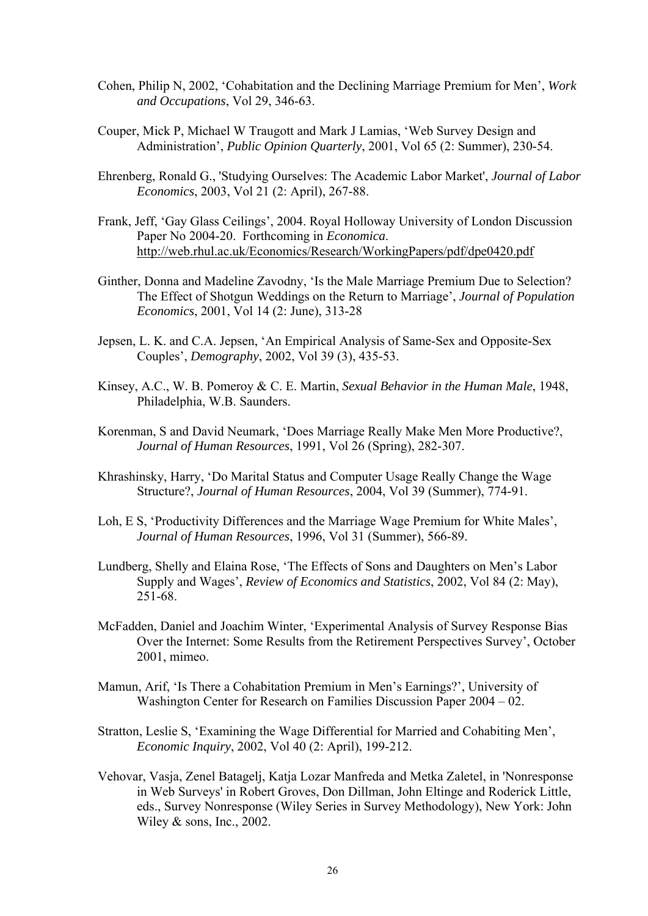Cohen, Philip N, 2002, 'Cohabitation and the Declining Marriage Premium for Men', *Work and Occupations*, Vol 29, 346-63.

Couper, Mick P, Michael W Traugott and Mark J Lamias, 'Web Survey Design and Administration', *Public Opinion Quarterly*, 2001, Vol 65 (2: Summer), 230-54.

Ehrenberg, Ronald G., 'Studying Ourselves: The Academic Labor Market', *Journal of Labor Economics*, 2003, Vol 21 (2: April), 267-88.

Frank, Jeff, 'Gay Glass Ceilings', 2004. Royal Holloway University of London Discussion Paper No 2004-20. Forthcoming in *Economica*. http://web.rhul.ac.uk/Economics/Research/WorkingPapers/pdf/dpe0420.pdf

Ginther, Donna and Madeline Zavodny, 'Is the Male Marriage Premium Due to Selection? The Effect of Shotgun Weddings on the Return to Marriage', *Journal of Population Economics*, 2001, Vol 14 (2: June), 313-28

Jepsen, L. K. and C.A. Jepsen, 'An Empirical Analysis of Same-Sex and Opposite-Sex Couples', *Demography*, 2002, Vol 39 (3), 435-53.

Kinsey, A.C., W. B. Pomeroy & C. E. Martin, *Sexual Behavior in the Human Male*, 1948, Philadelphia, W.B. Saunders.

Korenman, S and David Neumark, 'Does Marriage Really Make Men More Productive?, *Journal of Human Resources*, 1991, Vol 26 (Spring), 282-307.

Khrashinsky, Harry, 'Do Marital Status and Computer Usage Really Change the Wage Structure?, *Journal of Human Resources*, 2004, Vol 39 (Summer), 774-91.

Loh, E S, 'Productivity Differences and the Marriage Wage Premium for White Males', *Journal of Human Resources*, 1996, Vol 31 (Summer), 566-89.

Lundberg, Shelly and Elaina Rose, 'The Effects of Sons and Daughters on Men's Labor Supply and Wages', *Review of Economics and Statistics*, 2002, Vol 84 (2: May), 251-68.

McFadden, Daniel and Joachim Winter, 'Experimental Analysis of Survey Response Bias Over the Internet: Some Results from the Retirement Perspectives Survey', October 2001, mimeo.

Mamun, Arif, 'Is There a Cohabitation Premium in Men's Earnings?', University of Washington Center for Research on Families Discussion Paper 2004 – 02.

Stratton, Leslie S, 'Examining the Wage Differential for Married and Cohabiting Men', *Economic Inquiry*, 2002, Vol 40 (2: April), 199-212.

Vehovar, Vasja, Zenel Batagelj, Katja Lozar Manfreda and Metka Zaletel, in 'Nonresponse in Web Surveys' in Robert Groves, Don Dillman, John Eltinge and Roderick Little, eds., Survey Nonresponse (Wiley Series in Survey Methodology), New York: John Wiley & sons, Inc., 2002.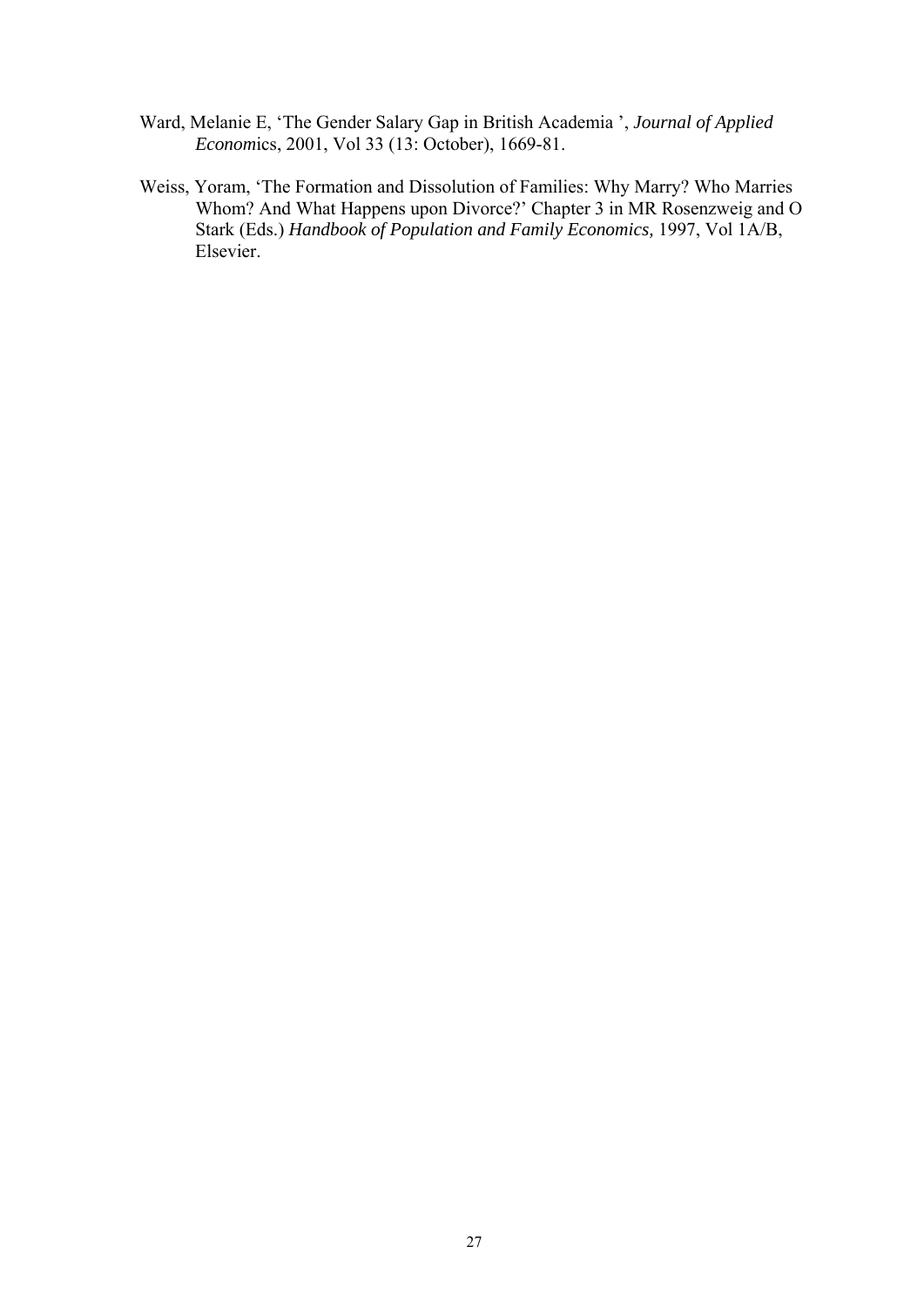Ward, Melanie E, 'The Gender Salary Gap in British Academia ', *Journal of Applied Econom*ics, 2001, Vol 33 (13: October), 1669-81.

Weiss, Yoram, 'The Formation and Dissolution of Families: Why Marry? Who Marries Whom? And What Happens upon Divorce?' Chapter 3 in MR Rosenzweig and O Stark (Eds.) *Handbook of Population and Family Economics,* 1997, Vol 1A/B, Elsevier.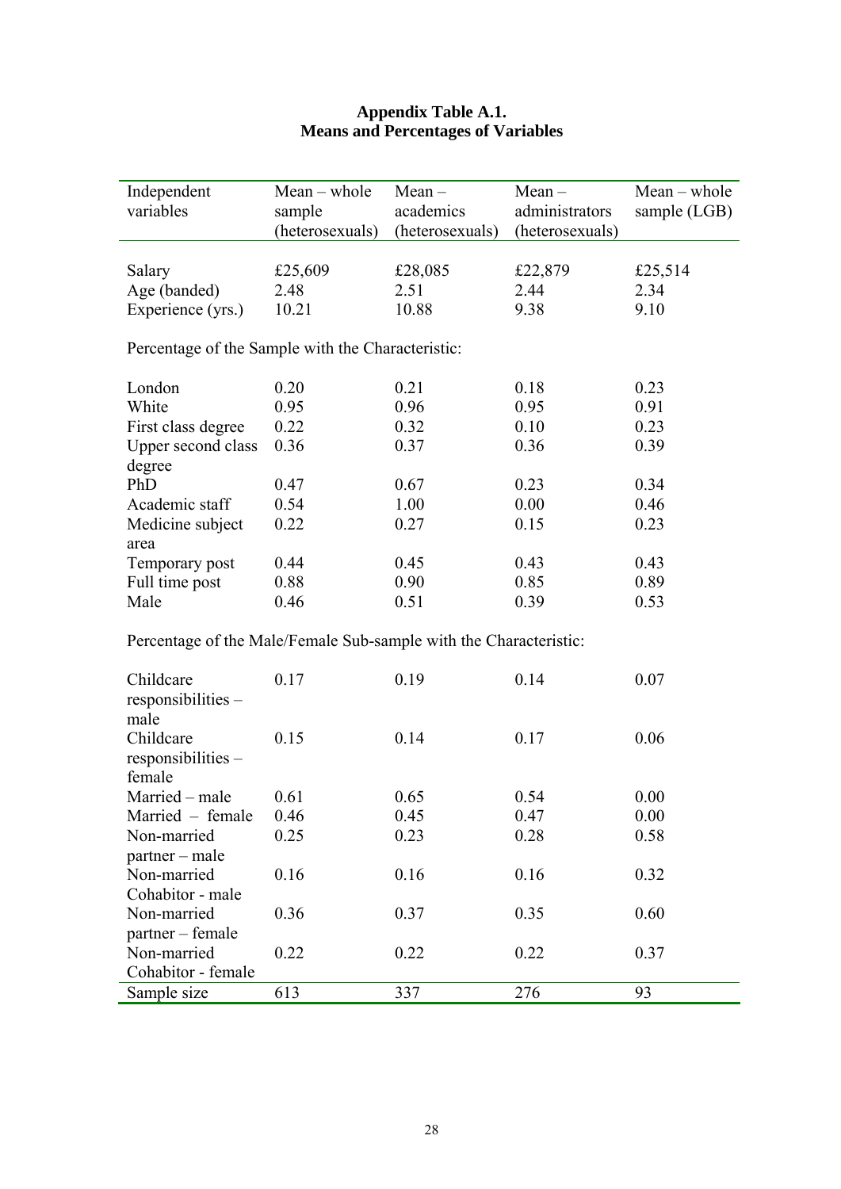**Appendix Table A.1.**
**Means and Percentages of Variables**

| Independent variables | Mean – whole sample (heterosexuals) | Mean – academics (heterosexuals) | Mean – administrators (heterosexuals) | Mean – whole sample (LGB) |
|---|---|---|---|---|
| Salary | £25,609 | £28,085 | £22,879 | £25,514 |
| Age (banded) | 2.48 | 2.51 | 2.44 | 2.34 |
| Experience (yrs.) | 10.21 | 10.88 | 9.38 | 9.10 |
| Percentage of the Sample with the Characteristic: | | | | |
| London | 0.20 | 0.21 | 0.18 | 0.23 |
| White | 0.95 | 0.96 | 0.95 | 0.91 |
| First class degree | 0.22 | 0.32 | 0.10 | 0.23 |
| Upper second class degree | 0.36 | 0.37 | 0.36 | 0.39 |
| PhD | 0.47 | 0.67 | 0.23 | 0.34 |
| Academic staff | 0.54 | 1.00 | 0.00 | 0.46 |
| Medicine subject area | 0.22 | 0.27 | 0.15 | 0.23 |
| Temporary post | 0.44 | 0.45 | 0.43 | 0.43 |
| Full time post | 0.88 | 0.90 | 0.85 | 0.89 |
| Male | 0.46 | 0.51 | 0.39 | 0.53 |
| Percentage of the Male/Female Sub-sample with the Characteristic: | | | | |
| Childcare responsibilities – male | 0.17 | 0.19 | 0.14 | 0.07 |
| Childcare responsibilities – female | 0.15 | 0.14 | 0.17 | 0.06 |
| Married – male | 0.61 | 0.65 | 0.54 | 0.00 |
| Married – female | 0.46 | 0.45 | 0.47 | 0.00 |
| Non-married partner – male | 0.25 | 0.23 | 0.28 | 0.58 |
| Non-married Cohabitor - male | 0.16 | 0.16 | 0.16 | 0.32 |
| Non-married partner – female | 0.36 | 0.37 | 0.35 | 0.60 |
| Non-married Cohabitor - female | 0.22 | 0.22 | 0.22 | 0.37 |
| Sample size | 613 | 337 | 276 | 93 |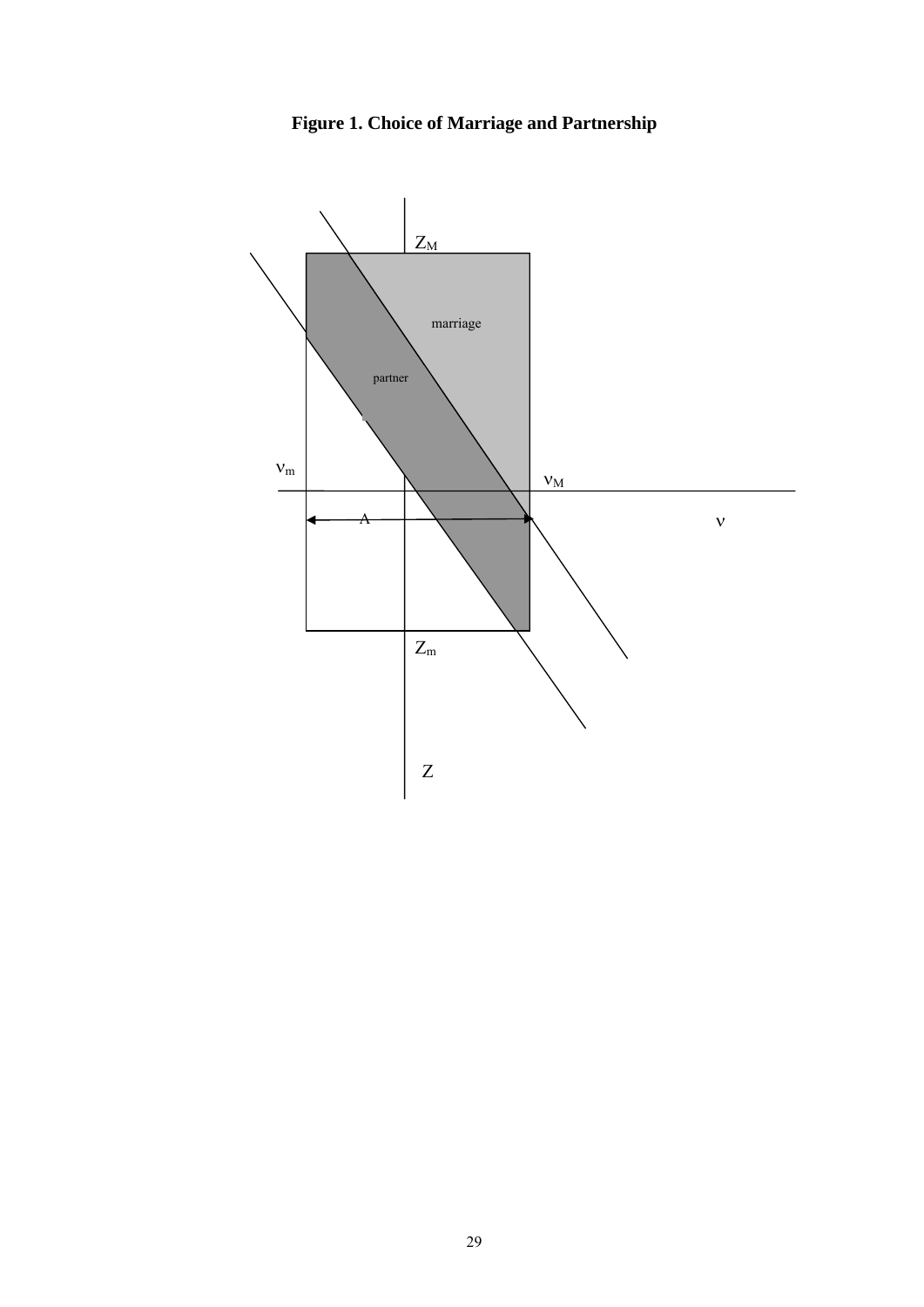**Figure 1. Choice of Marriage and Partnership**

$Z_M$

marriage

partner

$\nu_m$

$\nu_M$

A

$\nu$

$Z_m$

Z